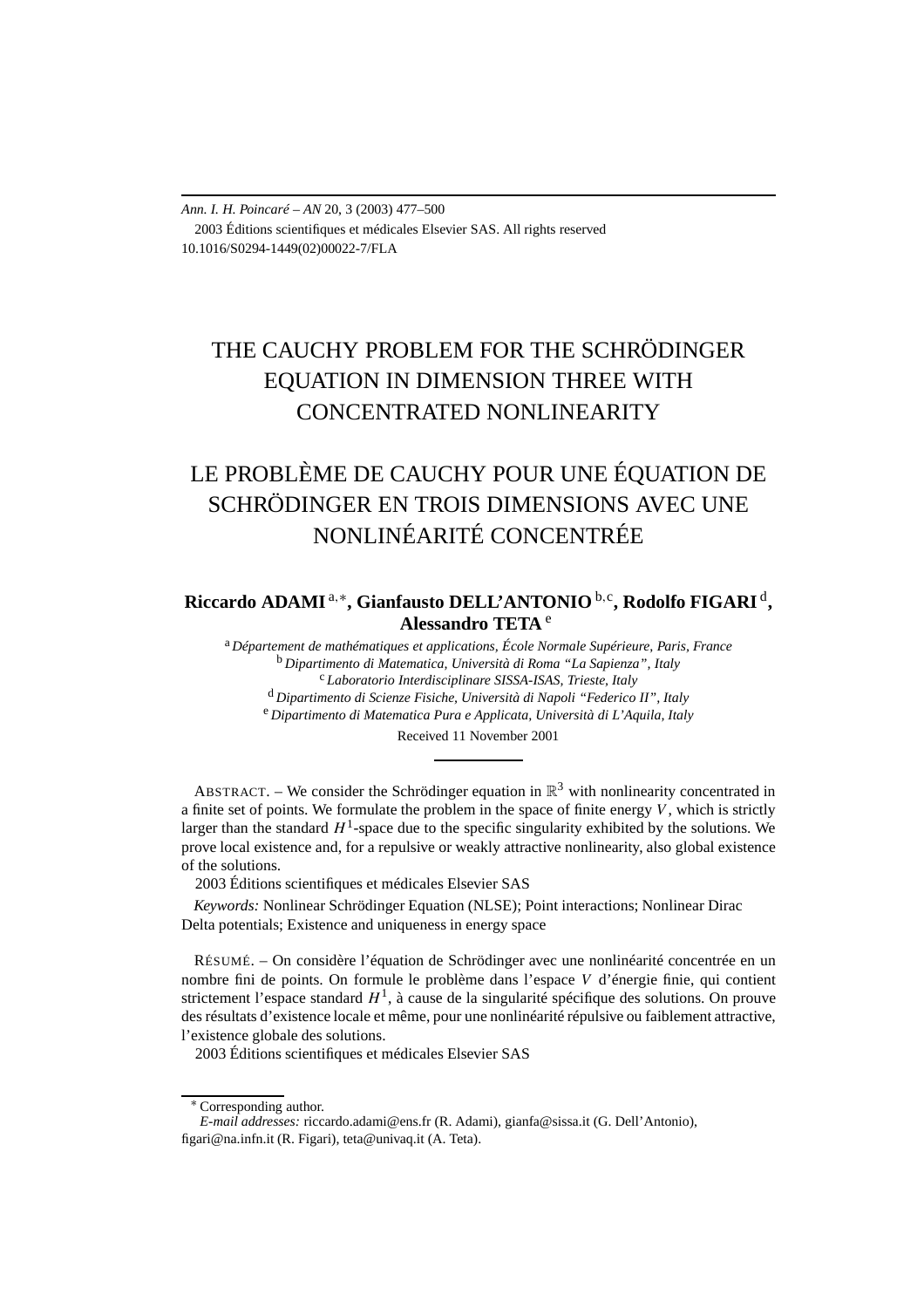# THE CAUCHY PROBLEM FOR THE SCHRÖDINGER EQUATION IN DIMENSION THREE WITH CONCENTRATED NONLINEARITY

# LE PROBLÈME DE CAUCHY POUR UNE ÉQUATION DE SCHRÖDINGER EN TROIS DIMENSIONS AVEC UNE NONLINÉARITÉ CONCENTRÉE

**Riccardo ADAMI** [a,∗], **Gianfausto DELL'ANTONIO** [b,c], **Rodolfo FIGARI** [d], **Alessandro TETA** [e]

[a] *Département de mathématiques et applications, École Normale Supérieure, Paris, France*
[b] *Dipartimento di Matematica, Università di Roma "La Sapienza", Italy*
[c] *Laboratorio Interdisciplinare SISSA-ISAS, Trieste, Italy*
[d] *Dipartimento di Scienze Fisiche, Università di Napoli "Federico II", Italy*
[e] *Dipartimento di Matematica Pura e Applicata, Università di L'Aquila, Italy*

Received 11 November 2001

ABSTRACT. – We consider the Schrödinger equation in $\mathbb{R}^3$ with nonlinearity concentrated in a finite set of points. We formulate the problem in the space of finite energy $V$, which is strictly larger than the standard $H^1$-space due to the specific singularity exhibited by the solutions. We prove local existence and, for a repulsive or weakly attractive nonlinearity, also global existence of the solutions.

2003 Éditions scientifiques et médicales Elsevier SAS

*Keywords:* Nonlinear Schrödinger Equation (NLSE); Point interactions; Nonlinear Dirac Delta potentials; Existence and uniqueness in energy space

RÉSUMÉ. – On considère l'équation de Schrödinger avec une nonlinéarité concentrée en un nombre fini de points. On formule le problème dans l'espace $V$ d'énergie finie, qui contient strictement l'espace standard $H^1$, à cause de la singularité spécifique des solutions. On prouve des résultats d'existence locale et même, pour une nonlinéarité répulsive ou faiblement attractive, l'existence globale des solutions.

2003 Éditions scientifiques et médicales Elsevier SAS

∗ Corresponding author.
*E-mail addresses:* riccardo.adami@ens.fr (R. Adami), gianfa@sissa.it (G. Dell'Antonio), figari@na.infn.it (R. Figari), teta@univaq.it (A. Teta).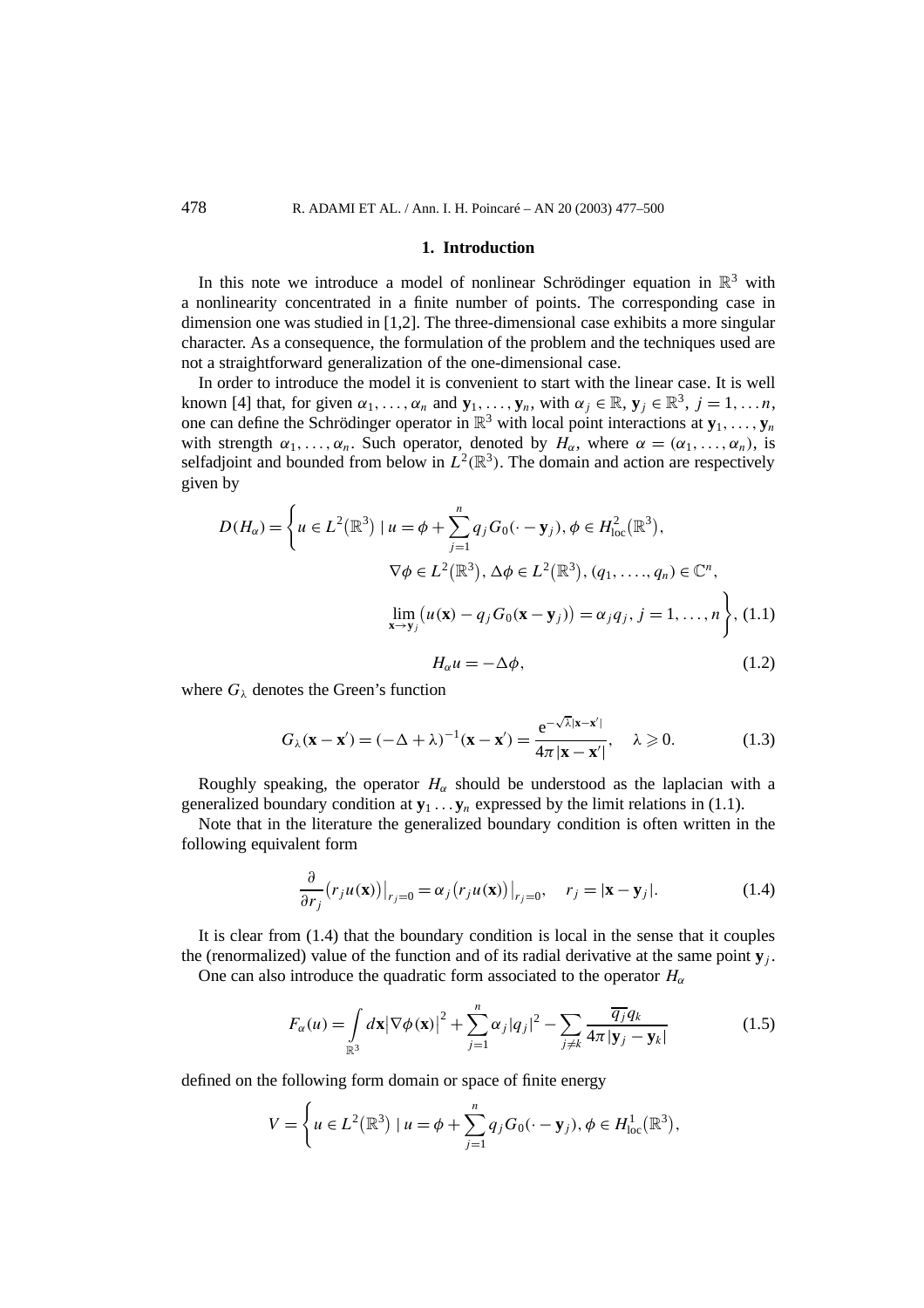## 1. Introduction

In this note we introduce a model of nonlinear Schrödinger equation in $\mathbb{R}^3$ with a nonlinearity concentrated in a finite number of points. The corresponding case in dimension one was studied in [1,2]. The three-dimensional case exhibits a more singular character. As a consequence, the formulation of the problem and the techniques used are not a straightforward generalization of the one-dimensional case.

In order to introduce the model it is convenient to start with the linear case. It is well known [4] that, for given $\alpha_1, \ldots, \alpha_n$ and $\mathbf{y}_1, \ldots, \mathbf{y}_n$, with $\alpha_j \in \mathbb{R}$, $\mathbf{y}_j \in \mathbb{R}^3$, $j = 1, \ldots n$, one can define the Schrödinger operator in $\mathbb{R}^3$ with local point interactions at $\mathbf{y}_1, \ldots, \mathbf{y}_n$ with strength $\alpha_1, \ldots, \alpha_n$. Such operator, denoted by $H_\alpha$, where $\alpha = (\alpha_1, \ldots, \alpha_n)$, is selfadjoint and bounded from below in $L^2(\mathbb{R}^3)$. The domain and action are respectively given by

$$D(H_\alpha) = \Bigg\{ u \in L^2(\mathbb{R}^3) \mid u = \phi + \sum_{j=1}^{n} q_j G_0(\cdot - \mathbf{y}_j),\, \phi \in H^2_{\mathrm{loc}}(\mathbb{R}^3),$$
$$\nabla\phi \in L^2(\mathbb{R}^3),\, \Delta\phi \in L^2(\mathbb{R}^3),\, (q_1, \ldots, q_n) \in \mathbb{C}^n,$$
$$\lim_{\mathbf{x}\to\mathbf{y}_j} \big(u(\mathbf{x}) - q_j G_0(\mathbf{x} - \mathbf{y}_j)\big) = \alpha_j q_j,\, j = 1, \ldots, n \Bigg\}, \tag{1.1}$$

$$H_\alpha u = -\Delta\phi, \tag{1.2}$$

where $G_\lambda$ denotes the Green's function

$$G_\lambda(\mathbf{x} - \mathbf{x}') = (-\Delta + \lambda)^{-1}(\mathbf{x} - \mathbf{x}') = \frac{\mathrm{e}^{-\sqrt{\lambda}|\mathbf{x}-\mathbf{x}'|}}{4\pi|\mathbf{x} - \mathbf{x}'|}, \quad \lambda \geqslant 0. \tag{1.3}$$

Roughly speaking, the operator $H_\alpha$ should be understood as the laplacian with a generalized boundary condition at $\mathbf{y}_1 \ldots \mathbf{y}_n$ expressed by the limit relations in (1.1).

Note that in the literature the generalized boundary condition is often written in the following equivalent form

$$\frac{\partial}{\partial r_j}\big(r_j u(\mathbf{x})\big)\big|_{r_j=0} = \alpha_j \big(r_j u(\mathbf{x})\big)\big|_{r_j=0}, \quad r_j = |\mathbf{x} - \mathbf{y}_j|. \tag{1.4}$$

It is clear from (1.4) that the boundary condition is local in the sense that it couples the (renormalized) value of the function and of its radial derivative at the same point $\mathbf{y}_j$.

One can also introduce the quadratic form associated to the operator $H_\alpha$

$$F_\alpha(u) = \int_{\mathbb{R}^3} d\mathbf{x} \big|\nabla\phi(\mathbf{x})\big|^2 + \sum_{j=1}^{n} \alpha_j |q_j|^2 - \sum_{j\neq k} \frac{\overline{q_j} q_k}{4\pi|\mathbf{y}_j - \mathbf{y}_k|} \tag{1.5}$$

defined on the following form domain or space of finite energy

$$V = \Bigg\{ u \in L^2(\mathbb{R}^3) \mid u = \phi + \sum_{j=1}^{n} q_j G_0(\cdot - \mathbf{y}_j),\, \phi \in H^1_{\mathrm{loc}}(\mathbb{R}^3),$$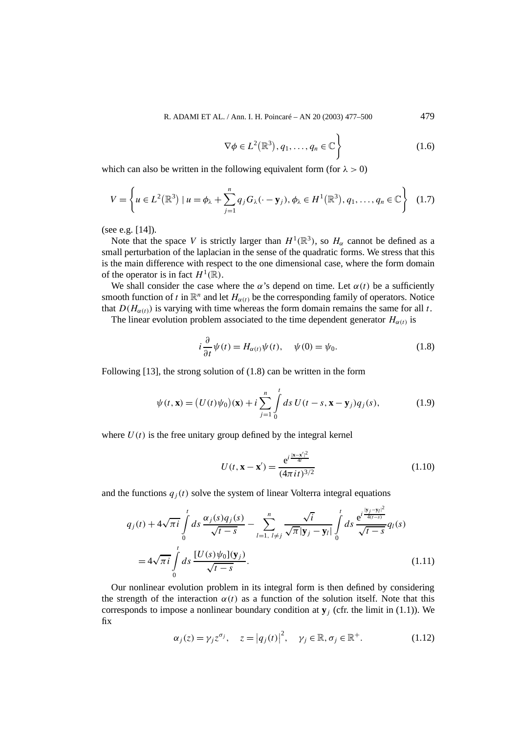$$\left. \nabla \phi \in L^2(\mathbb{R}^3), q_1, \ldots, q_n \in \mathbb{C} \right\} \tag{1.6}$$

which can also be written in the following equivalent form (for $\lambda > 0$)

$$V = \left\{ u \in L^2(\mathbb{R}^3) \mid u = \phi_\lambda + \sum_{j=1}^{n} q_j G_\lambda(\cdot - \mathbf{y}_j), \phi_\lambda \in H^1(\mathbb{R}^3), q_1, \ldots, q_n \in \mathbb{C} \right\} \tag{1.7}$$

(see e.g. [14]).

Note that the space $V$ is strictly larger than $H^1(\mathbb{R}^3)$, so $H_\alpha$ cannot be defined as a small perturbation of the laplacian in the sense of the quadratic forms. We stress that this is the main difference with respect to the one dimensional case, where the form domain of the operator is in fact $H^1(\mathbb{R})$.

We shall consider the case where the $\alpha$'s depend on time. Let $\alpha(t)$ be a sufficiently smooth function of $t$ in $\mathbb{R}^n$ and let $H_{\alpha(t)}$ be the corresponding family of operators. Notice that $D(H_{\alpha(t)})$ is varying with time whereas the form domain remains the same for all $t$.

The linear evolution problem associated to the time dependent generator $H_{\alpha(t)}$ is

$$i \frac{\partial}{\partial t} \psi(t) = H_{\alpha(t)} \psi(t), \quad \psi(0) = \psi_0. \tag{1.8}$$

Following [13], the strong solution of (1.8) can be written in the form

$$\psi(t, \mathbf{x}) = \big(U(t)\psi_0\big)(\mathbf{x}) + i \sum_{j=1}^{n} \int_0^t ds \, U(t-s, \mathbf{x} - \mathbf{y}_j) q_j(s), \tag{1.9}$$

where $U(t)$ is the free unitary group defined by the integral kernel

$$U(t, \mathbf{x} - \mathbf{x}') = \frac{\mathrm{e}^{i \frac{|\mathbf{x} - \mathbf{x}'|^2}{4t}}}{(4\pi i t)^{3/2}} \tag{1.10}$$

and the functions $q_j(t)$ solve the system of linear Volterra integral equations

$$\begin{aligned} q_j(t) + 4\sqrt{\pi i} \int_0^t ds \, \frac{\alpha_j(s) q_j(s)}{\sqrt{t-s}} - \sum_{l=1,\, l \neq j}^{n} \frac{\sqrt{i}}{\sqrt{\pi} |\mathbf{y}_j - \mathbf{y}_l|} \int_0^t ds \, \frac{\mathrm{e}^{i \frac{|\mathbf{y}_j - \mathbf{y}_l|^2}{4(t-s)}}}{\sqrt{t-s}} q_l(s) \\ = 4\sqrt{\pi i} \int_0^t ds \, \frac{[U(s)\psi_0](\mathbf{y}_j)}{\sqrt{t-s}}. \end{aligned} \tag{1.11}$$

Our nonlinear evolution problem in its integral form is then defined by considering the strength of the interaction $\alpha(t)$ as a function of the solution itself. Note that this corresponds to impose a nonlinear boundary condition at $\mathbf{y}_j$ (cfr. the limit in (1.1)). We fix

$$\alpha_j(z) = \gamma_j z^{\sigma_j}, \quad z = |q_j(t)|^2, \quad \gamma_j \in \mathbb{R}, \sigma_j \in \mathbb{R}^+. \tag{1.12}$$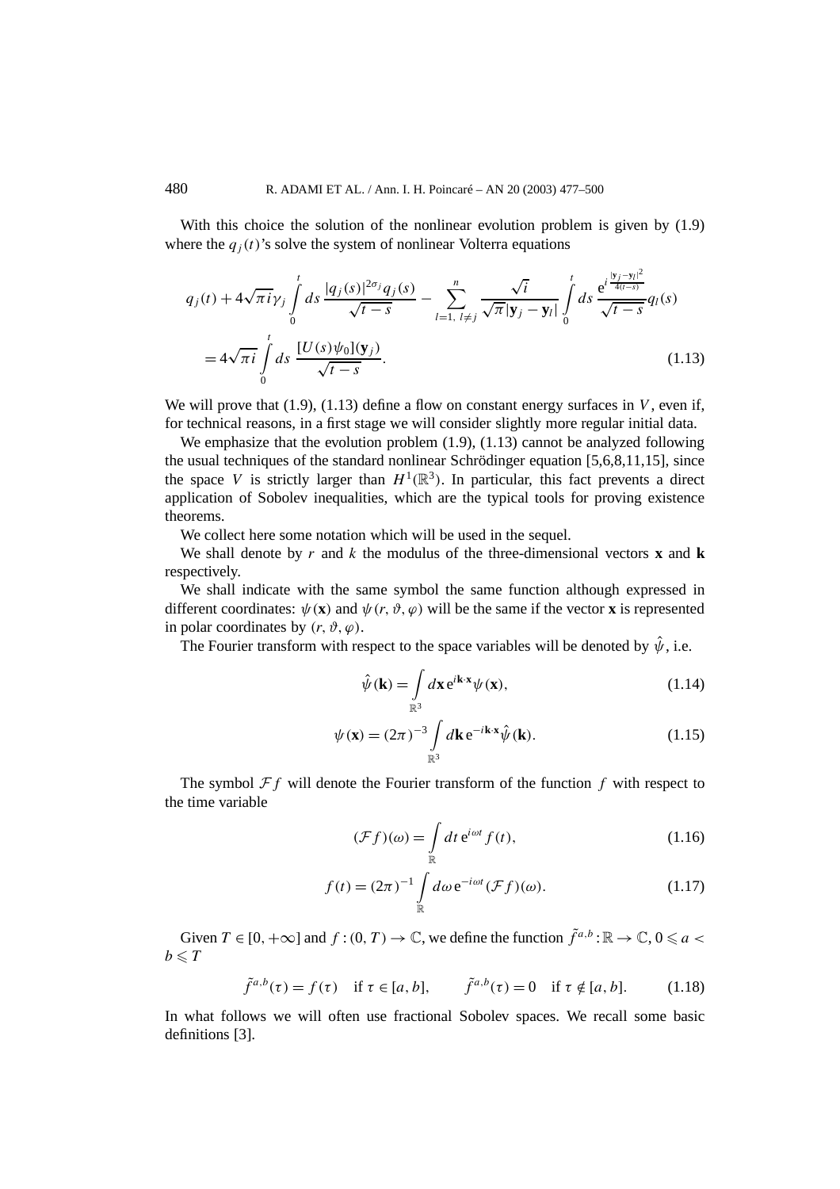With this choice the solution of the nonlinear evolution problem is given by (1.9) where the $q_j(t)$'s solve the system of nonlinear Volterra equations

$$
\begin{aligned}
& q_j(t) + 4\sqrt{\pi i}\,\gamma_j \int_0^t ds\, \frac{|q_j(s)|^{2\sigma_j} q_j(s)}{\sqrt{t-s}} - \sum_{l=1,\ l\neq j}^{n} \frac{\sqrt{i}}{\sqrt{\pi}|\mathbf{y}_j - \mathbf{y}_l|} \int_0^t ds\, \frac{\mathrm{e}^{i\frac{|\mathbf{y}_j-\mathbf{y}_l|^2}{4(t-s)}}}{\sqrt{t-s}} q_l(s) \\
& \quad = 4\sqrt{\pi i} \int_0^t ds\, \frac{[U(s)\psi_0](\mathbf{y}_j)}{\sqrt{t-s}}.
\end{aligned} \tag{1.13}
$$

We will prove that (1.9), (1.13) define a flow on constant energy surfaces in $V$, even if, for technical reasons, in a first stage we will consider slightly more regular initial data.

We emphasize that the evolution problem (1.9), (1.13) cannot be analyzed following the usual techniques of the standard nonlinear Schrödinger equation [5,6,8,11,15], since the space $V$ is strictly larger than $H^1(\mathbb{R}^3)$. In particular, this fact prevents a direct application of Sobolev inequalities, which are the typical tools for proving existence theorems.

We collect here some notation which will be used in the sequel.

We shall denote by $r$ and $k$ the modulus of the three-dimensional vectors $\mathbf{x}$ and $\mathbf{k}$ respectively.

We shall indicate with the same symbol the same function although expressed in different coordinates: $\psi(\mathbf{x})$ and $\psi(r,\vartheta,\varphi)$ will be the same if the vector $\mathbf{x}$ is represented in polar coordinates by $(r,\vartheta,\varphi)$.

The Fourier transform with respect to the space variables will be denoted by $\hat{\psi}$, i.e.

$$
\hat{\psi}(\mathbf{k}) = \int_{\mathbb{R}^3} d\mathbf{x}\, \mathrm{e}^{i\mathbf{k}\cdot\mathbf{x}} \psi(\mathbf{x}), \tag{1.14}
$$

$$
\psi(\mathbf{x}) = (2\pi)^{-3} \int_{\mathbb{R}^3} d\mathbf{k}\, \mathrm{e}^{-i\mathbf{k}\cdot\mathbf{x}} \hat{\psi}(\mathbf{k}). \tag{1.15}
$$

The symbol $\mathcal{F}f$ will denote the Fourier transform of the function $f$ with respect to the time variable

$$
(\mathcal{F}f)(\omega) = \int_{\mathbb{R}} dt\, \mathrm{e}^{i\omega t} f(t), \tag{1.16}
$$

$$
f(t) = (2\pi)^{-1} \int_{\mathbb{R}} d\omega\, \mathrm{e}^{-i\omega t} (\mathcal{F}f)(\omega). \tag{1.17}
$$

Given $T \in [0,+\infty]$ and $f:(0,T)\to\mathbb{C}$, we define the function $\tilde{f}^{a,b}:\mathbb{R}\to\mathbb{C}$, $0 \leqslant a < b \leqslant T$

$$
\tilde{f}^{a,b}(\tau) = f(\tau) \quad \text{if } \tau \in [a,b], \qquad \tilde{f}^{a,b}(\tau) = 0 \quad \text{if } \tau \notin [a,b]. \tag{1.18}
$$

In what follows we will often use fractional Sobolev spaces. We recall some basic definitions [3].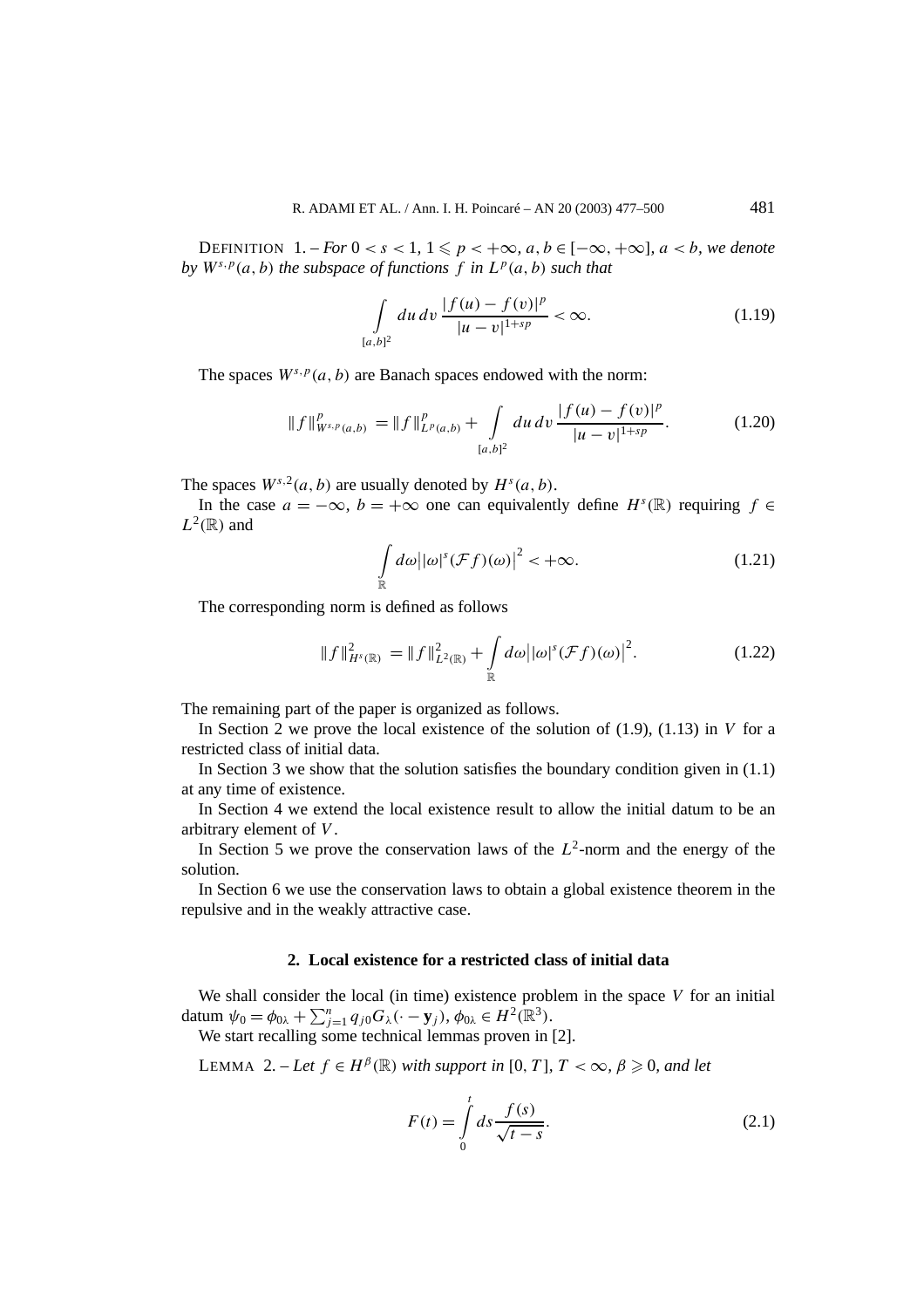DEFINITION 1. – *For $0 < s < 1$, $1 \leqslant p < +\infty$, $a, b \in [-\infty, +\infty]$, $a < b$, we denote by $W^{s,p}(a,b)$ the subspace of functions $f$ in $L^p(a,b)$ such that*

$$\int_{[a,b]^2} du\, dv\, \frac{|f(u) - f(v)|^p}{|u - v|^{1+sp}} < \infty. \tag{1.19}$$

The spaces $W^{s,p}(a,b)$ are Banach spaces endowed with the norm:

$$\|f\|^p_{W^{s,p}(a,b)} = \|f\|^p_{L^p(a,b)} + \int_{[a,b]^2} du\, dv\, \frac{|f(u) - f(v)|^p}{|u - v|^{1+sp}}. \tag{1.20}$$

The spaces $W^{s,2}(a,b)$ are usually denoted by $H^s(a,b)$.

In the case $a = -\infty$, $b = +\infty$ one can equivalently define $H^s(\mathbb{R})$ requiring $f \in L^2(\mathbb{R})$ and

$$\int_{\mathbb{R}} d\omega \big| |\omega|^s (\mathcal{F} f)(\omega) \big|^2 < +\infty. \tag{1.21}$$

The corresponding norm is defined as follows

$$\|f\|^2_{H^s(\mathbb{R})} = \|f\|^2_{L^2(\mathbb{R})} + \int_{\mathbb{R}} d\omega \big| |\omega|^s (\mathcal{F} f)(\omega) \big|^2. \tag{1.22}$$

The remaining part of the paper is organized as follows.

In Section 2 we prove the local existence of the solution of (1.9), (1.13) in $V$ for a restricted class of initial data.

In Section 3 we show that the solution satisfies the boundary condition given in (1.1) at any time of existence.

In Section 4 we extend the local existence result to allow the initial datum to be an arbitrary element of $V$.

In Section 5 we prove the conservation laws of the $L^2$-norm and the energy of the solution.

In Section 6 we use the conservation laws to obtain a global existence theorem in the repulsive and in the weakly attractive case.

## 2. Local existence for a restricted class of initial data

We shall consider the local (in time) existence problem in the space $V$ for an initial datum $\psi_0 = \phi_{0\lambda} + \sum_{j=1}^n q_{j0} G_\lambda(\cdot - \mathbf{y}_j)$, $\phi_{0\lambda} \in H^2(\mathbb{R}^3)$.

We start recalling some technical lemmas proven in [2].

LEMMA 2. – *Let $f \in H^\beta(\mathbb{R})$ with support in $[0, T]$, $T < \infty$, $\beta \geqslant 0$, and let*

$$F(t) = \int_0^t ds\, \frac{f(s)}{\sqrt{t - s}}. \tag{2.1}$$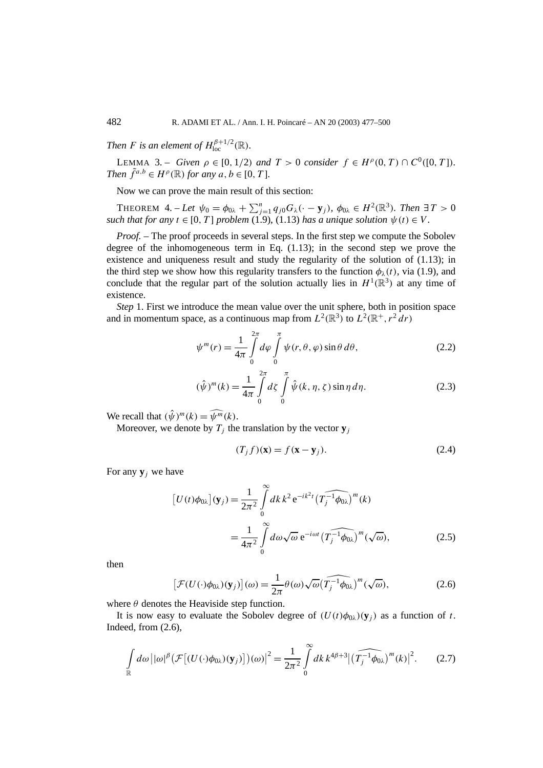*Then $F$ is an element of $H^{\beta+1/2}_{\mathrm{loc}}(\mathbb{R})$.*

LEMMA 3. – *Given $\rho \in [0, 1/2)$ and $T > 0$ consider $f \in H^{\rho}(0, T) \cap C^0([0, T])$. Then $\tilde{f}^{a,b} \in H^{\rho}(\mathbb{R})$ for any $a, b \in [0, T]$.*

Now we can prove the main result of this section:

THEOREM 4. – *Let $\psi_0 = \phi_{0\lambda} + \sum_{j=1}^{n} q_{j0} G_\lambda(\cdot - \mathbf{y}_j)$, $\phi_{0\lambda} \in H^2(\mathbb{R}^3)$. Then $\exists\, T > 0$ such that for any $t \in [0, T]$ problem* (1.9), (1.13) *has a unique solution $\psi(t) \in V$.*

*Proof.* – The proof proceeds in several steps. In the first step we compute the Sobolev degree of the inhomogeneous term in Eq. (1.13); in the second step we prove the existence and uniqueness result and study the regularity of the solution of (1.13); in the third step we show how this regularity transfers to the function $\phi_\lambda(t)$, via (1.9), and conclude that the regular part of the solution actually lies in $H^1(\mathbb{R}^3)$ at any time of existence.

*Step* 1. First we introduce the mean value over the unit sphere, both in position space and in momentum space, as a continuous map from $L^2(\mathbb{R}^3)$ to $L^2(\mathbb{R}^+, r^2\,dr)$

$$\psi^m(r) = \frac{1}{4\pi} \int_0^{2\pi} d\varphi \int_0^{\pi} \psi(r, \theta, \varphi) \sin\theta \, d\theta, \tag{2.2}$$

$$(\hat{\psi})^m(k) = \frac{1}{4\pi} \int_0^{2\pi} d\zeta \int_0^{\pi} \hat{\psi}(k, \eta, \zeta) \sin\eta \, d\eta. \tag{2.3}$$

We recall that $(\hat{\psi})^m(k) = \widehat{\psi^m}(k)$.

Moreover, we denote by $T_j$ the translation by the vector $\mathbf{y}_j$

$$(T_j f)(\mathbf{x}) = f(\mathbf{x} - \mathbf{y}_j). \tag{2.4}$$

For any $\mathbf{y}_j$ we have

$$\begin{aligned}
\big[U(t)\phi_{0\lambda}\big](\mathbf{y}_j) &= \frac{1}{2\pi^2} \int_0^{\infty} dk\, k^2\, \mathrm{e}^{-ik^2 t} \big(\widehat{T_j^{-1}\phi_{0\lambda}}\big)^m(k) \\
&= \frac{1}{4\pi^2} \int_0^{\infty} d\omega \sqrt{\omega}\, \mathrm{e}^{-i\omega t} \big(\widehat{T_j^{-1}\phi_{0\lambda}}\big)^m(\sqrt{\omega}),
\end{aligned} \tag{2.5}$$

then

$$\big[\mathcal{F}(U(\cdot)\phi_{0\lambda})(\mathbf{y}_j)\big](\omega) = \frac{1}{2\pi} \theta(\omega) \sqrt{\omega} \big(\widehat{T_j^{-1}\phi_{0\lambda}}\big)^m(\sqrt{\omega}), \tag{2.6}$$

where $\theta$ denotes the Heaviside step function.

It is now easy to evaluate the Sobolev degree of $(U(t)\phi_{0\lambda})(\mathbf{y}_j)$ as a function of $t$. Indeed, from (2.6),

$$\int_{\mathbb{R}} d\omega \, \big| |\omega|^{\beta} \big(\mathcal{F}\big[(U(\cdot)\phi_{0\lambda})(\mathbf{y}_j)\big]\big)(\omega) \big|^2 = \frac{1}{2\pi^2} \int_0^{\infty} dk\, k^{4\beta+3} \big| \big(\widehat{T_j^{-1}\phi_{0\lambda}}\big)^m(k) \big|^2. \tag{2.7}$$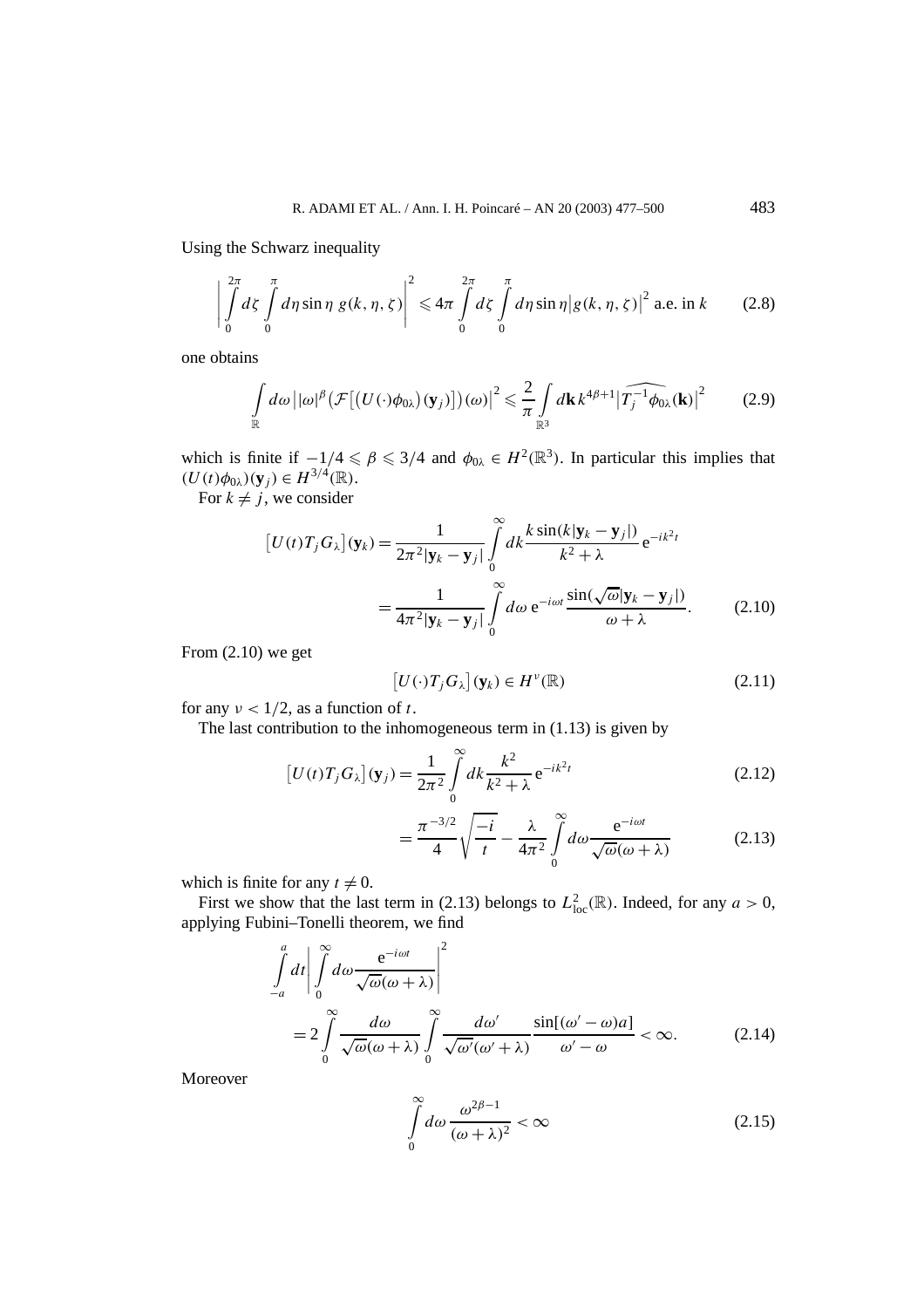Using the Schwarz inequality

$$\left| \int_0^{2\pi} d\zeta \int_0^{\pi} d\eta \sin\eta \, g(k,\eta,\zeta) \right|^2 \leqslant 4\pi \int_0^{2\pi} d\zeta \int_0^{\pi} d\eta \sin\eta \left| g(k,\eta,\zeta) \right|^2 \text{ a.e. in } k \tag{2.8}$$

one obtains

$$\int_{\mathbb{R}} d\omega \left| |\omega|^{\beta} \left( \mathcal{F}\left[ \left( U(\cdot)\phi_{0\lambda} \right)(\mathbf{y}_j) \right] \right)(\omega) \right|^2 \leqslant \frac{2}{\pi} \int_{\mathbb{R}^3} d\mathbf{k} \, k^{4\beta+1} \left| \widehat{T_j^{-1}\phi_{0\lambda}}(\mathbf{k}) \right|^2 \tag{2.9}$$

which is finite if $-1/4 \leqslant \beta \leqslant 3/4$ and $\phi_{0\lambda} \in H^2(\mathbb{R}^3)$. In particular this implies that $(U(t)\phi_{0\lambda})(\mathbf{y}_j) \in H^{3/4}(\mathbb{R})$.

For $k \neq j$, we consider

$$\begin{aligned}
\left[ U(t) T_j G_\lambda \right](\mathbf{y}_k) &= \frac{1}{2\pi^2 |\mathbf{y}_k - \mathbf{y}_j|} \int_0^{\infty} dk \frac{k \sin(k|\mathbf{y}_k - \mathbf{y}_j|)}{k^2 + \lambda} \mathrm{e}^{-ik^2 t} \\
&= \frac{1}{4\pi^2 |\mathbf{y}_k - \mathbf{y}_j|} \int_0^{\infty} d\omega \, \mathrm{e}^{-i\omega t} \frac{\sin(\sqrt{\omega}|\mathbf{y}_k - \mathbf{y}_j|)}{\omega + \lambda}.
\end{aligned} \tag{2.10}$$

From (2.10) we get

$$\left[ U(\cdot) T_j G_\lambda \right](\mathbf{y}_k) \in H^{\nu}(\mathbb{R}) \tag{2.11}$$

for any $\nu < 1/2$, as a function of $t$.

The last contribution to the inhomogeneous term in (1.13) is given by

$$\left[ U(t) T_j G_\lambda \right](\mathbf{y}_j) = \frac{1}{2\pi^2} \int_0^{\infty} dk \frac{k^2}{k^2 + \lambda} \mathrm{e}^{-ik^2 t} \tag{2.12}$$

$$= \frac{\pi^{-3/2}}{4} \sqrt{\frac{-i}{t}} - \frac{\lambda}{4\pi^2} \int_0^{\infty} d\omega \frac{\mathrm{e}^{-i\omega t}}{\sqrt{\omega}(\omega + \lambda)} \tag{2.13}$$

which is finite for any $t \neq 0$.

First we show that the last term in (2.13) belongs to $L^2_{\mathrm{loc}}(\mathbb{R})$. Indeed, for any $a > 0$, applying Fubini–Tonelli theorem, we find

$$\begin{aligned}
&\int_{-a}^{a} dt \left| \int_0^{\infty} d\omega \frac{\mathrm{e}^{-i\omega t}}{\sqrt{\omega}(\omega + \lambda)} \right|^2 \\
&\quad = 2 \int_0^{\infty} \frac{d\omega}{\sqrt{\omega}(\omega + \lambda)} \int_0^{\infty} \frac{d\omega'}{\sqrt{\omega'}(\omega' + \lambda)} \frac{\sin[(\omega' - \omega)a]}{\omega' - \omega} < \infty.
\end{aligned} \tag{2.14}$$

Moreover

$$\int_0^{\infty} d\omega \frac{\omega^{2\beta - 1}}{(\omega + \lambda)^2} < \infty \tag{2.15}$$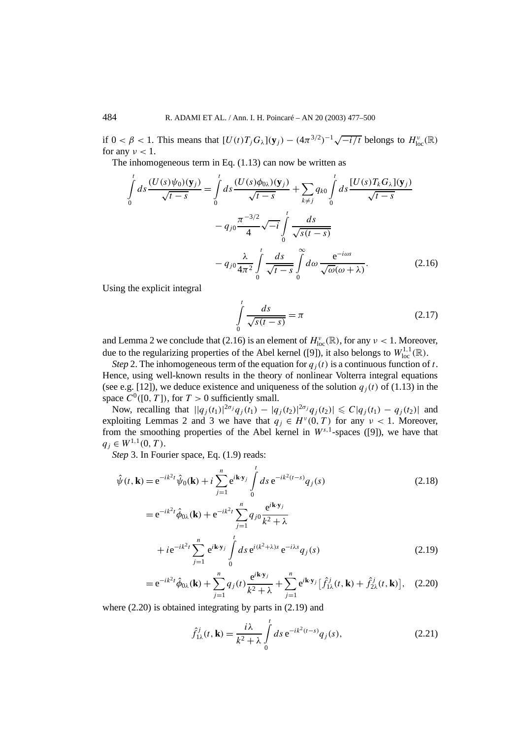if $0 < \beta < 1$. This means that $[U(t)T_j G_\lambda](\mathbf{y}_j) - (4\pi^{3/2})^{-1}\sqrt{-i/t}$ belongs to $H^\nu_{\mathrm{loc}}(\mathbb{R})$ for any $\nu < 1$.

The inhomogeneous term in Eq. (1.13) can now be written as

$$
\begin{aligned}
\int_0^t ds \frac{(U(s)\psi_0)(\mathbf{y}_j)}{\sqrt{t-s}} &= \int_0^t ds \frac{(U(s)\phi_{0\lambda})(\mathbf{y}_j)}{\sqrt{t-s}} + \sum_{k\neq j} q_{k0} \int_0^t ds \frac{[U(s)T_k G_\lambda](\mathbf{y}_j)}{\sqrt{t-s}} \\
&\quad - q_{j0}\frac{\pi^{-3/2}}{4}\sqrt{-i}\int_0^t \frac{ds}{\sqrt{s(t-s)}} \\
&\quad - q_{j0}\frac{\lambda}{4\pi^2}\int_0^t \frac{ds}{\sqrt{t-s}}\int_0^\infty d\omega \frac{\mathrm{e}^{-i\omega s}}{\sqrt{\omega}(\omega+\lambda)}.
\end{aligned}
\tag{2.16}
$$

Using the explicit integral

$$
\int_0^t \frac{ds}{\sqrt{s(t-s)}} = \pi \tag{2.17}
$$

and Lemma 2 we conclude that (2.16) is an element of $H^\nu_{\mathrm{loc}}(\mathbb{R})$, for any $\nu < 1$. Moreover, due to the regularizing properties of the Abel kernel ([9]), it also belongs to $W^{1,1}_{\mathrm{loc}}(\mathbb{R})$.

*Step* 2. The inhomogeneous term of the equation for $q_j(t)$ is a continuous function of $t$. Hence, using well-known results in the theory of nonlinear Volterra integral equations (see e.g. [12]), we deduce existence and uniqueness of the solution $q_j(t)$ of (1.13) in the space $C^0([0,T])$, for $T > 0$ sufficiently small.

Now, recalling that $||q_j(t_1)|^{2\sigma_j} q_j(t_1) - |q_j(t_2)|^{2\sigma_j} q_j(t_2)| \leqslant C|q_j(t_1) - q_j(t_2)|$ and exploiting Lemmas 2 and 3 we have that $q_j \in H^\nu(0,T)$ for any $\nu < 1$. Moreover, from the smoothing properties of the Abel kernel in $W^{s,1}$-spaces ([9]), we have that $q_j \in W^{1,1}(0,T)$.

*Step* 3. In Fourier space, Eq. (1.9) reads:

$$
\hat{\psi}(t,\mathbf{k}) = \mathrm{e}^{-ik^2 t}\hat{\psi}_0(\mathbf{k}) + i\sum_{j=1}^n \mathrm{e}^{i\mathbf{k}\cdot\mathbf{y}_j}\int_0^t ds\, \mathrm{e}^{-ik^2(t-s)} q_j(s) \tag{2.18}
$$

$$
\begin{aligned}
&= \mathrm{e}^{-ik^2 t}\hat{\phi}_{0\lambda}(\mathbf{k}) + \mathrm{e}^{-ik^2 t}\sum_{j=1}^n q_{j0}\frac{\mathrm{e}^{i\mathbf{k}\cdot\mathbf{y}_j}}{k^2+\lambda} \\
&\quad + i\mathrm{e}^{-ik^2 t}\sum_{j=1}^n \mathrm{e}^{i\mathbf{k}\cdot\mathbf{y}_j}\int_0^t ds\, \mathrm{e}^{i(k^2+\lambda)s}\mathrm{e}^{-i\lambda s} q_j(s)
\end{aligned}
\tag{2.19}
$$

$$
= \mathrm{e}^{-ik^2 t}\hat{\phi}_{0\lambda}(\mathbf{k}) + \sum_{j=1}^n q_j(t)\frac{\mathrm{e}^{i\mathbf{k}\cdot\mathbf{y}_j}}{k^2+\lambda} + \sum_{j=1}^n \mathrm{e}^{i\mathbf{k}\cdot\mathbf{y}_j}\big[\hat{f}^j_{1\lambda}(t,\mathbf{k}) + \hat{f}^j_{2\lambda}(t,\mathbf{k})\big], \tag{2.20}
$$

where (2.20) is obtained integrating by parts in (2.19) and

$$
\hat{f}^j_{1\lambda}(t,\mathbf{k}) = \frac{i\lambda}{k^2+\lambda}\int_0^t ds\, \mathrm{e}^{-ik^2(t-s)} q_j(s), \tag{2.21}
$$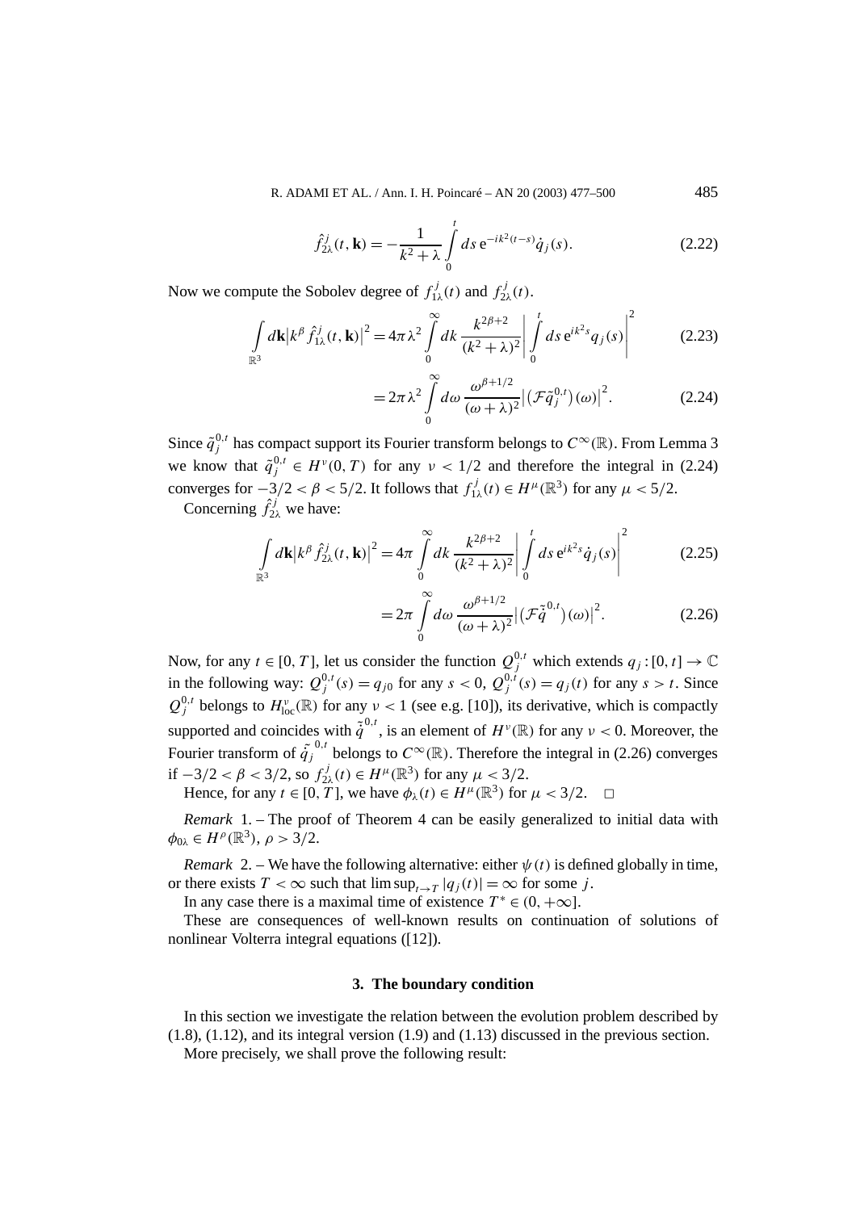$$\hat{f}^{j}_{2\lambda}(t,\mathbf{k}) = -\frac{1}{k^2+\lambda}\int_0^t ds\, \mathrm{e}^{-ik^2(t-s)}\dot{q}_j(s). \tag{2.22}$$

Now we compute the Sobolev degree of $f^j_{1\lambda}(t)$ and $f^j_{2\lambda}(t)$.

$$\int_{\mathbb{R}^3} d\mathbf{k}\left|k^\beta \hat{f}^j_{1\lambda}(t,\mathbf{k})\right|^2 = 4\pi\lambda^2\int_0^\infty dk\,\frac{k^{2\beta+2}}{(k^2+\lambda)^2}\left|\int_0^t ds\,\mathrm{e}^{ik^2s}q_j(s)\right|^2 \tag{2.23}$$

$$= 2\pi\lambda^2\int_0^\infty d\omega\,\frac{\omega^{\beta+1/2}}{(\omega+\lambda)^2}\left|\left(\mathcal{F}\tilde{q}^{0,t}_j\right)(\omega)\right|^2. \tag{2.24}$$

Since $\tilde{q}^{0,t}_j$ has compact support its Fourier transform belongs to $C^\infty(\mathbb{R})$. From Lemma 3 we know that $\tilde{q}^{0,t}_j \in H^\nu(0,T)$ for any $\nu < 1/2$ and therefore the integral in (2.24) converges for $-3/2 < \beta < 5/2$. It follows that $f^j_{1\lambda}(t) \in H^\mu(\mathbb{R}^3)$ for any $\mu < 5/2$.

Concerning $\hat{f}^j_{2\lambda}$ we have:

$$\int_{\mathbb{R}^3} d\mathbf{k}\left|k^\beta \hat{f}^j_{2\lambda}(t,\mathbf{k})\right|^2 = 4\pi\int_0^\infty dk\,\frac{k^{2\beta+2}}{(k^2+\lambda)^2}\left|\int_0^t ds\,\mathrm{e}^{ik^2s}\dot{q}_j(s)\right|^2 \tag{2.25}$$

$$= 2\pi\int_0^\infty d\omega\,\frac{\omega^{\beta+1/2}}{(\omega+\lambda)^2}\left|\left(\mathcal{F}\tilde{\dot{q}}^{0,t}\right)(\omega)\right|^2. \tag{2.26}$$

Now, for any $t \in [0,T]$, let us consider the function $Q^{0,t}_j$ which extends $q_j : [0,t] \to \mathbb{C}$ in the following way: $Q^{0,t}_j(s) = q_{j0}$ for any $s < 0$, $Q^{0,t}_j(s) = q_j(t)$ for any $s > t$. Since $Q^{0,t}_j$ belongs to $H^\nu_{\mathrm{loc}}(\mathbb{R})$ for any $\nu < 1$ (see e.g. [10]), its derivative, which is compactly supported and coincides with $\tilde{\dot{q}}^{0,t}$, is an element of $H^\nu(\mathbb{R})$ for any $\nu < 0$. Moreover, the Fourier transform of $\tilde{\dot{q}}_j^{0,t}$ belongs to $C^\infty(\mathbb{R})$. Therefore the integral in (2.26) converges if $-3/2 < \beta < 3/2$, so $f^j_{2\lambda}(t) \in H^\mu(\mathbb{R}^3)$ for any $\mu < 3/2$.

Hence, for any $t \in [0,T]$, we have $\phi_\lambda(t) \in H^\mu(\mathbb{R}^3)$ for $\mu < 3/2$. □

*Remark* 1. – The proof of Theorem 4 can be easily generalized to initial data with $\phi_{0\lambda} \in H^\rho(\mathbb{R}^3)$, $\rho > 3/2$.

*Remark* 2. – We have the following alternative: either $\psi(t)$ is defined globally in time, or there exists $T < \infty$ such that $\limsup_{t\to T}|q_j(t)| = \infty$ for some $j$.

In any case there is a maximal time of existence $T^* \in (0,+\infty]$.

These are consequences of well-known results on continuation of solutions of nonlinear Volterra integral equations ([12]).

## 3. The boundary condition

In this section we investigate the relation between the evolution problem described by (1.8), (1.12), and its integral version (1.9) and (1.13) discussed in the previous section.

More precisely, we shall prove the following result: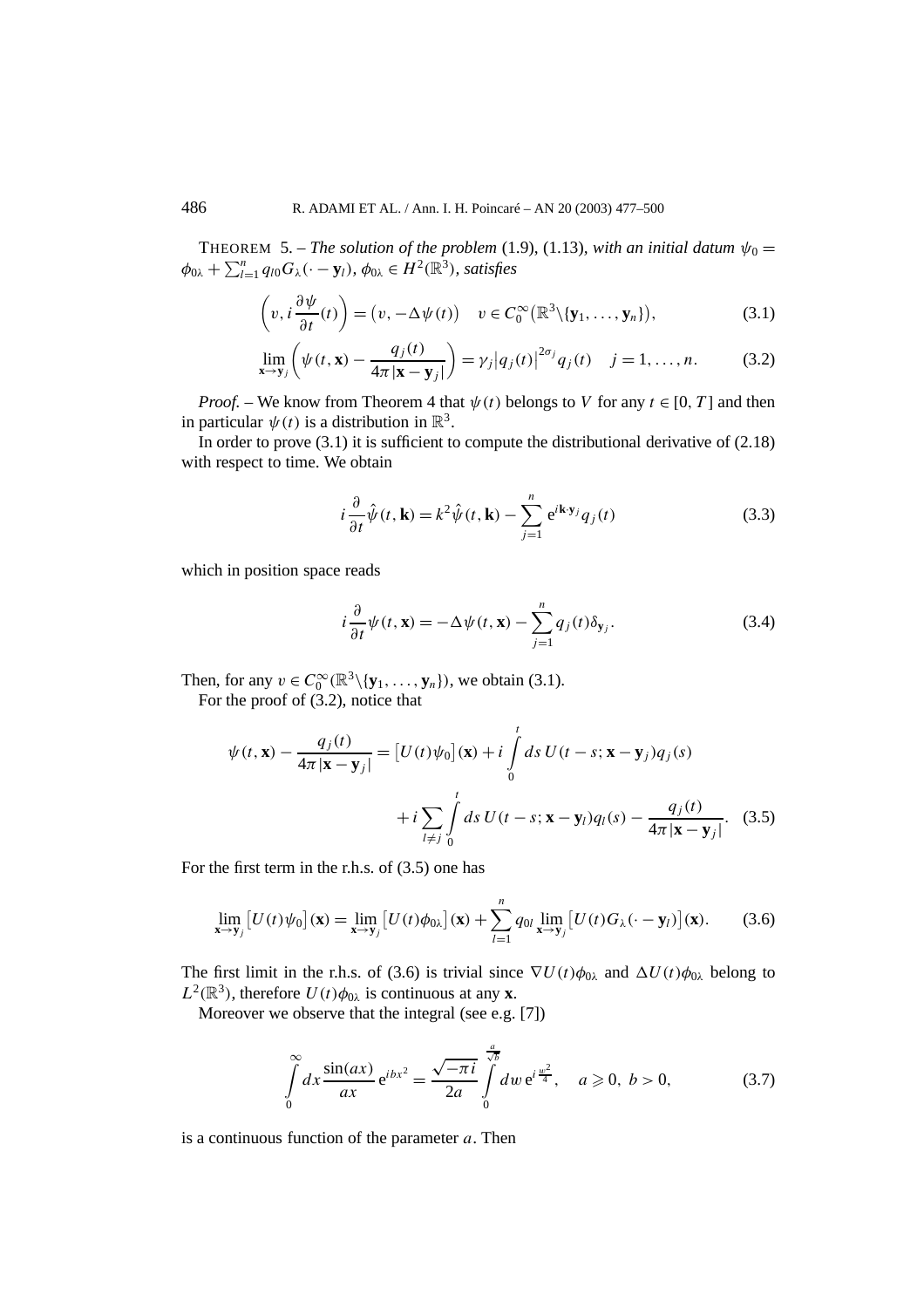THEOREM 5. – *The solution of the problem* (1.9), (1.13), *with an initial datum* $\psi_0 = \phi_{0\lambda} + \sum_{l=1}^n q_{l0} G_\lambda(\cdot - \mathbf{y}_l)$, $\phi_{0\lambda} \in H^2(\mathbb{R}^3)$, *satisfies*

$$\left(v, i\frac{\partial \psi}{\partial t}(t)\right) = \left(v, -\Delta\psi(t)\right) \quad v \in C_0^\infty\left(\mathbb{R}^3 \backslash \{\mathbf{y}_1, \ldots, \mathbf{y}_n\}\right), \tag{3.1}$$

$$\lim_{\mathbf{x}\to\mathbf{y}_j}\left(\psi(t,\mathbf{x}) - \frac{q_j(t)}{4\pi|\mathbf{x}-\mathbf{y}_j|}\right) = \gamma_j\left|q_j(t)\right|^{2\sigma_j} q_j(t) \quad j = 1, \ldots, n. \tag{3.2}$$

*Proof.* – We know from Theorem 4 that $\psi(t)$ belongs to $V$ for any $t \in [0, T]$ and then in particular $\psi(t)$ is a distribution in $\mathbb{R}^3$.

In order to prove (3.1) it is sufficient to compute the distributional derivative of (2.18) with respect to time. We obtain

$$i\frac{\partial}{\partial t}\hat{\psi}(t,\mathbf{k}) = k^2\hat{\psi}(t,\mathbf{k}) - \sum_{j=1}^n e^{i\mathbf{k}\cdot\mathbf{y}_j} q_j(t) \tag{3.3}$$

which in position space reads

$$i\frac{\partial}{\partial t}\psi(t,\mathbf{x}) = -\Delta\psi(t,\mathbf{x}) - \sum_{j=1}^n q_j(t)\delta_{\mathbf{y}_j}. \tag{3.4}$$

Then, for any $v \in C_0^\infty(\mathbb{R}^3 \backslash \{\mathbf{y}_1, \ldots, \mathbf{y}_n\})$, we obtain (3.1).

For the proof of (3.2), notice that

$$\psi(t,\mathbf{x}) - \frac{q_j(t)}{4\pi|\mathbf{x}-\mathbf{y}_j|} = \left[U(t)\psi_0\right](\mathbf{x}) + i\int_0^t ds\, U(t-s; \mathbf{x}-\mathbf{y}_j) q_j(s) + i\sum_{l\neq j}\int_0^t ds\, U(t-s; \mathbf{x}-\mathbf{y}_l) q_l(s) - \frac{q_j(t)}{4\pi|\mathbf{x}-\mathbf{y}_j|}. \tag{3.5}$$

For the first term in the r.h.s. of (3.5) one has

$$\lim_{\mathbf{x}\to\mathbf{y}_j}\left[U(t)\psi_0\right](\mathbf{x}) = \lim_{\mathbf{x}\to\mathbf{y}_j}\left[U(t)\phi_{0\lambda}\right](\mathbf{x}) + \sum_{l=1}^n q_{0l}\lim_{\mathbf{x}\to\mathbf{y}_j}\left[U(t)G_\lambda(\cdot - \mathbf{y}_l)\right](\mathbf{x}). \tag{3.6}$$

The first limit in the r.h.s. of (3.6) is trivial since $\nabla U(t)\phi_{0\lambda}$ and $\Delta U(t)\phi_{0\lambda}$ belong to $L^2(\mathbb{R}^3)$, therefore $U(t)\phi_{0\lambda}$ is continuous at any $\mathbf{x}$.

Moreover we observe that the integral (see e.g. [7])

$$\int_0^\infty dx\, \frac{\sin(ax)}{ax}\, e^{ibx^2} = \frac{\sqrt{-\pi i}}{2a}\int_0^{\frac{a}{\sqrt{b}}} dw\, e^{i\frac{w^2}{4}}, \quad a \geqslant 0,\ b > 0, \tag{3.7}$$

is a continuous function of the parameter $a$. Then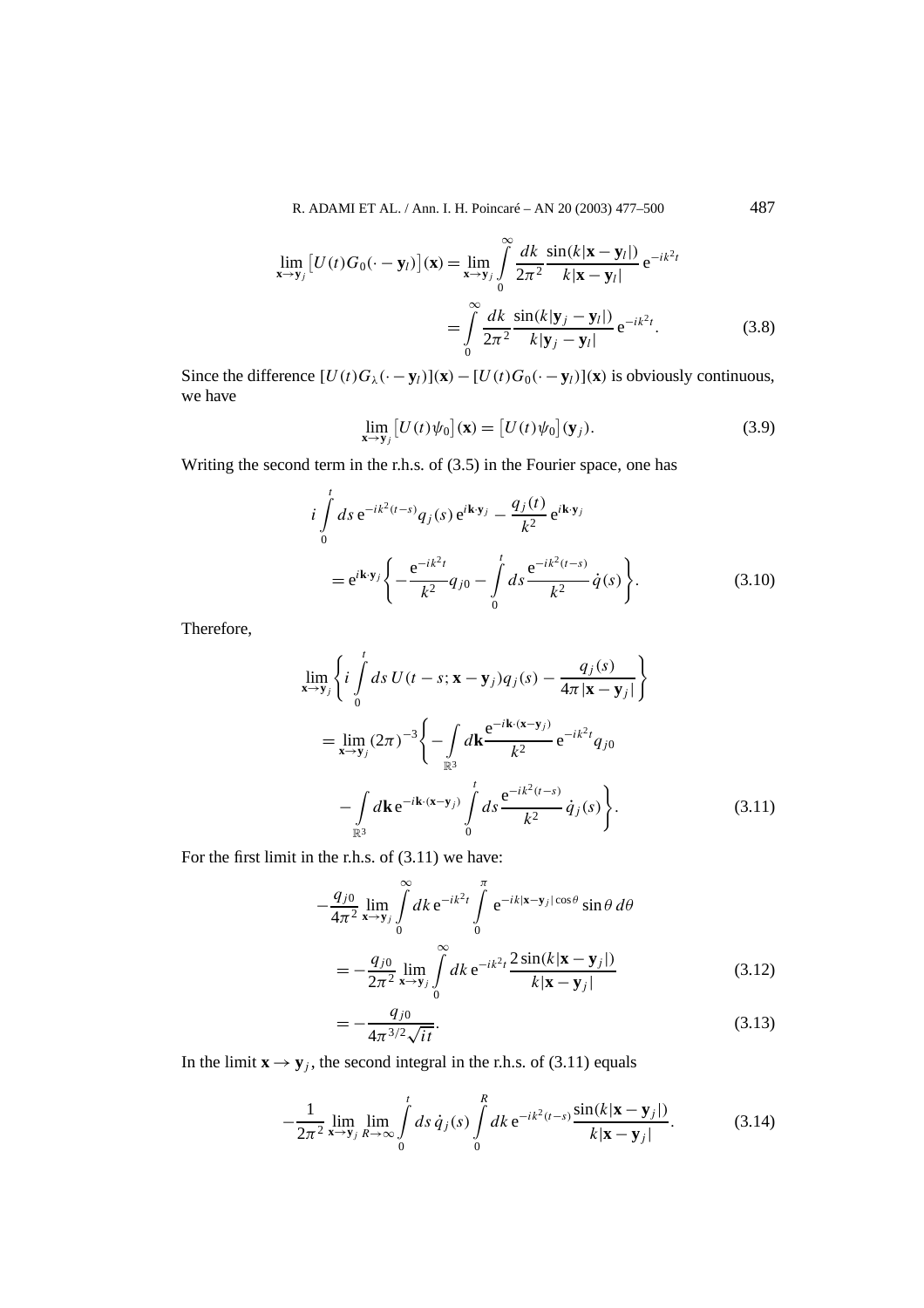$$\lim_{\mathbf{x}\to\mathbf{y}_j}\left[U(t)G_0(\cdot-\mathbf{y}_l)\right](\mathbf{x}) = \lim_{\mathbf{x}\to\mathbf{y}_j}\int_0^\infty \frac{dk}{2\pi^2}\frac{\sin(k|\mathbf{x}-\mathbf{y}_l|)}{k|\mathbf{x}-\mathbf{y}_l|}\,\mathrm{e}^{-ik^2t}$$
$$= \int_0^\infty \frac{dk}{2\pi^2}\frac{\sin(k|\mathbf{y}_j-\mathbf{y}_l|)}{k|\mathbf{y}_j-\mathbf{y}_l|}\,\mathrm{e}^{-ik^2t}. \tag{3.8}$$

Since the difference $[U(t)G_\lambda(\cdot-\mathbf{y}_l)](\mathbf{x}) - [U(t)G_0(\cdot-\mathbf{y}_l)](\mathbf{x})$ is obviously continuous, we have

$$\lim_{\mathbf{x}\to\mathbf{y}_j}\left[U(t)\psi_0\right](\mathbf{x}) = \left[U(t)\psi_0\right](\mathbf{y}_j). \tag{3.9}$$

Writing the second term in the r.h.s. of (3.5) in the Fourier space, one has

$$i\int_0^t ds\,\mathrm{e}^{-ik^2(t-s)}q_j(s)\,\mathrm{e}^{i\mathbf{k}\cdot\mathbf{y}_j} - \frac{q_j(t)}{k^2}\,\mathrm{e}^{i\mathbf{k}\cdot\mathbf{y}_j}$$
$$= \mathrm{e}^{i\mathbf{k}\cdot\mathbf{y}_j}\left\{-\frac{\mathrm{e}^{-ik^2t}}{k^2}q_{j0} - \int_0^t ds\frac{\mathrm{e}^{-ik^2(t-s)}}{k^2}\,\dot{q}(s)\right\}. \tag{3.10}$$

Therefore,

$$\lim_{\mathbf{x}\to\mathbf{y}_j}\left\{i\int_0^t ds\,U(t-s;\mathbf{x}-\mathbf{y}_j)q_j(s) - \frac{q_j(s)}{4\pi|\mathbf{x}-\mathbf{y}_j|}\right\}$$
$$= \lim_{\mathbf{x}\to\mathbf{y}_j}(2\pi)^{-3}\left\{-\int_{\mathbb{R}^3} d\mathbf{k}\frac{\mathrm{e}^{-i\mathbf{k}\cdot(\mathbf{x}-\mathbf{y}_j)}}{k^2}\,\mathrm{e}^{-ik^2t}q_{j0}\right.$$
$$\left. - \int_{\mathbb{R}^3} d\mathbf{k}\,\mathrm{e}^{-i\mathbf{k}\cdot(\mathbf{x}-\mathbf{y}_j)}\int_0^t ds\frac{\mathrm{e}^{-ik^2(t-s)}}{k^2}\,\dot{q}_j(s)\right\}. \tag{3.11}$$

For the first limit in the r.h.s. of (3.11) we have:

$$-\frac{q_{j0}}{4\pi^2}\lim_{\mathbf{x}\to\mathbf{y}_j}\int_0^\infty dk\,\mathrm{e}^{-ik^2t}\int_0^\pi \mathrm{e}^{-ik|\mathbf{x}-\mathbf{y}_j|\cos\theta}\sin\theta\,d\theta$$
$$= -\frac{q_{j0}}{2\pi^2}\lim_{\mathbf{x}\to\mathbf{y}_j}\int_0^\infty dk\,\mathrm{e}^{-ik^2t}\frac{2\sin(k|\mathbf{x}-\mathbf{y}_j|)}{k|\mathbf{x}-\mathbf{y}_j|} \tag{3.12}$$
$$= -\frac{q_{j0}}{4\pi^{3/2}\sqrt{it}}. \tag{3.13}$$

In the limit $\mathbf{x}\to\mathbf{y}_j$, the second integral in the r.h.s. of (3.11) equals

$$-\frac{1}{2\pi^2}\lim_{\mathbf{x}\to\mathbf{y}_j}\lim_{R\to\infty}\int_0^t ds\,\dot{q}_j(s)\int_0^R dk\,\mathrm{e}^{-ik^2(t-s)}\frac{\sin(k|\mathbf{x}-\mathbf{y}_j|)}{k|\mathbf{x}-\mathbf{y}_j|}. \tag{3.14}$$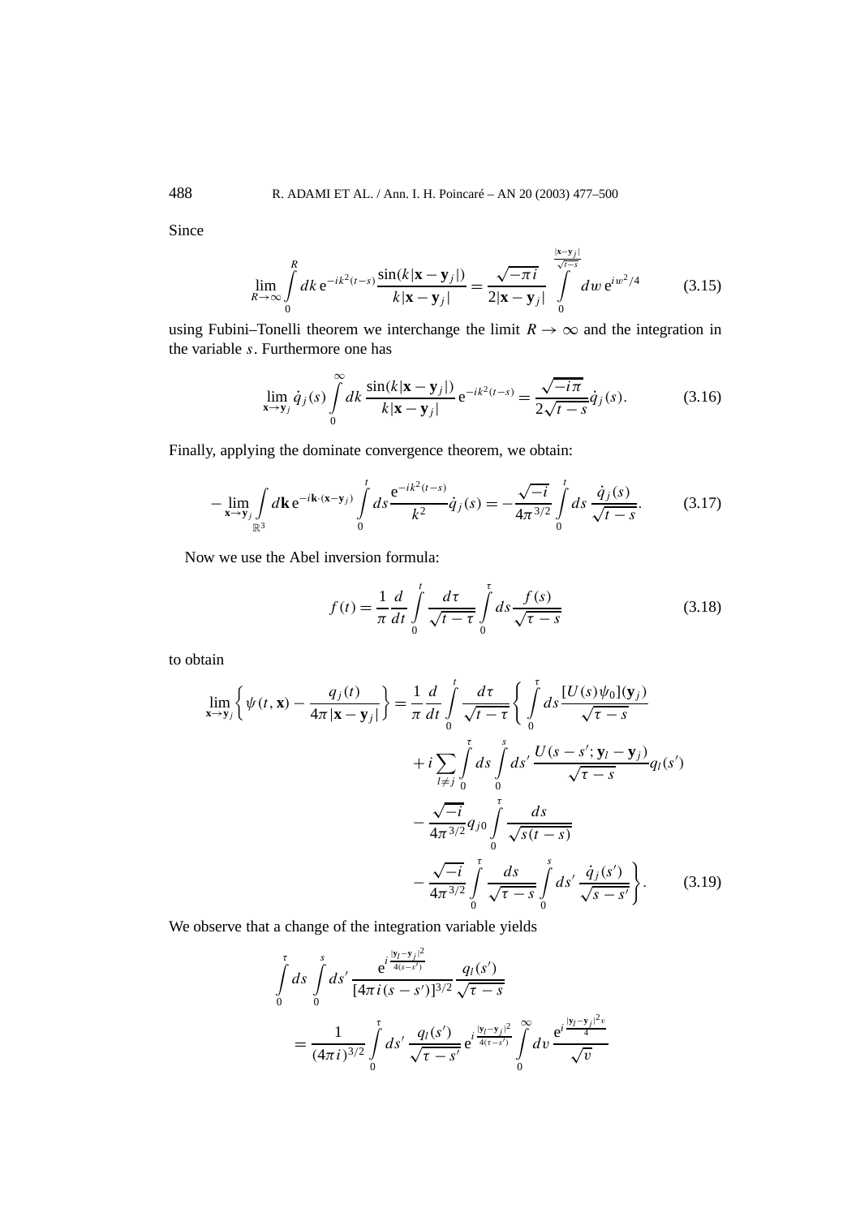Since

$$\lim_{R\to\infty}\int_0^R dk\, \mathrm{e}^{-ik^2(t-s)}\frac{\sin(k|\mathbf{x}-\mathbf{y}_j|)}{k|\mathbf{x}-\mathbf{y}_j|} = \frac{\sqrt{-\pi i}}{2|\mathbf{x}-\mathbf{y}_j|}\int_0^{\frac{|\mathbf{x}-\mathbf{y}_j|}{\sqrt{t-s}}} dw\, \mathrm{e}^{iw^2/4} \tag{3.15}$$

using Fubini–Tonelli theorem we interchange the limit $R\to\infty$ and the integration in the variable $s$. Furthermore one has

$$\lim_{\mathbf{x}\to\mathbf{y}_j}\dot{q}_j(s)\int_0^\infty dk\,\frac{\sin(k|\mathbf{x}-\mathbf{y}_j|)}{k|\mathbf{x}-\mathbf{y}_j|}\,\mathrm{e}^{-ik^2(t-s)} = \frac{\sqrt{-i\pi}}{2\sqrt{t-s}}\dot{q}_j(s). \tag{3.16}$$

Finally, applying the dominate convergence theorem, we obtain:

$$-\lim_{\mathbf{x}\to\mathbf{y}_j}\int_{\mathbb{R}^3} d\mathbf{k}\, \mathrm{e}^{-i\mathbf{k}\cdot(\mathbf{x}-\mathbf{y}_j)}\int_0^t ds\,\frac{\mathrm{e}^{-ik^2(t-s)}}{k^2}\dot{q}_j(s) = -\frac{\sqrt{-i}}{4\pi^{3/2}}\int_0^t ds\,\frac{\dot{q}_j(s)}{\sqrt{t-s}}. \tag{3.17}$$

Now we use the Abel inversion formula:

$$f(t) = \frac{1}{\pi}\frac{d}{dt}\int_0^t \frac{d\tau}{\sqrt{t-\tau}}\int_0^\tau ds\,\frac{f(s)}{\sqrt{\tau-s}} \tag{3.18}$$

to obtain

$$\begin{aligned}
\lim_{\mathbf{x}\to\mathbf{y}_j}\left\{\psi(t,\mathbf{x}) - \frac{q_j(t)}{4\pi|\mathbf{x}-\mathbf{y}_j|}\right\} = \frac{1}{\pi}\frac{d}{dt}\int_0^t \frac{d\tau}{\sqrt{t-\tau}}\Bigg\{&\int_0^\tau ds\,\frac{[U(s)\psi_0](\mathbf{y}_j)}{\sqrt{\tau-s}} \\
&+ i\sum_{l\neq j}\int_0^\tau ds\int_0^s ds'\,\frac{U(s-s';\mathbf{y}_l-\mathbf{y}_j)}{\sqrt{\tau-s}}q_l(s') \\
&- \frac{\sqrt{-i}}{4\pi^{3/2}}q_{j0}\int_0^\tau \frac{ds}{\sqrt{s(t-s)}} \\
&- \frac{\sqrt{-i}}{4\pi^{3/2}}\int_0^\tau \frac{ds}{\sqrt{\tau-s}}\int_0^s ds'\,\frac{\dot{q}_j(s')}{\sqrt{s-s'}}\Bigg\}.
\end{aligned} \tag{3.19}$$

We observe that a change of the integration variable yields

$$\begin{aligned}
&\int_0^\tau ds\int_0^s ds'\,\frac{\mathrm{e}^{i\frac{|\mathbf{y}_l-\mathbf{y}_j|^2}{4(s-s')}}}{[4\pi i(s-s')]^{3/2}}\,\frac{q_l(s')}{\sqrt{\tau-s}} \\
&\quad= \frac{1}{(4\pi i)^{3/2}}\int_0^\tau ds'\,\frac{q_l(s')}{\sqrt{\tau-s'}}\,\mathrm{e}^{i\frac{|\mathbf{y}_l-\mathbf{y}_j|^2}{4(\tau-s')}}\int_0^\infty dv\,\frac{\mathrm{e}^{i\frac{|\mathbf{y}_l-\mathbf{y}_j|^2 v}{4}}}{\sqrt{v}}
\end{aligned}$$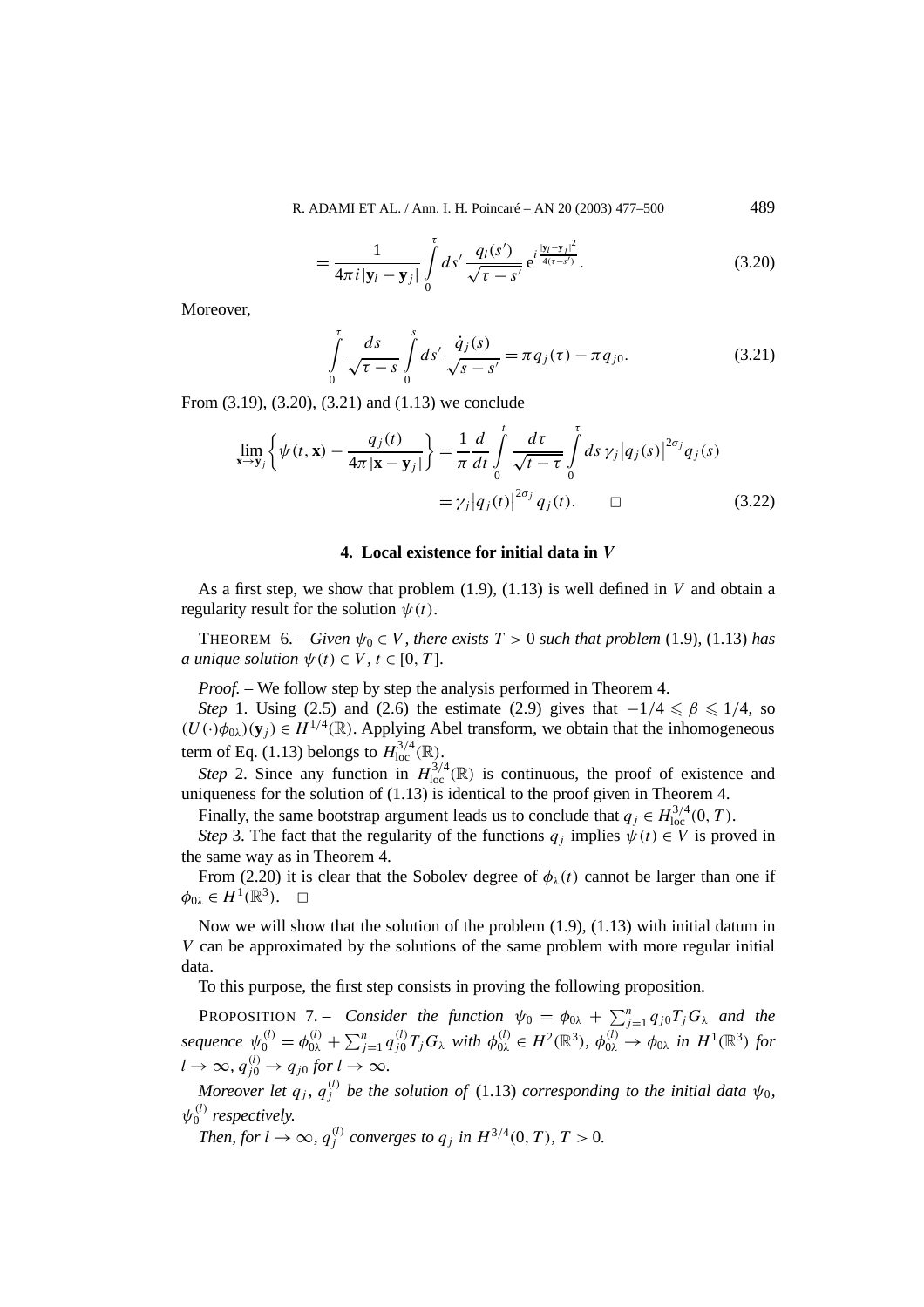$$= \frac{1}{4\pi i |\mathbf{y}_l - \mathbf{y}_j|} \int_0^\tau ds' \, \frac{q_l(s')}{\sqrt{\tau - s'}} \, \mathrm{e}^{i \frac{|\mathbf{y}_l - \mathbf{y}_j|^2}{4(\tau - s')}}. \tag{3.20}$$

Moreover,

$$\int_0^\tau \frac{ds}{\sqrt{\tau - s}} \int_0^s ds' \, \frac{\dot{q}_j(s)}{\sqrt{s - s'}} = \pi q_j(\tau) - \pi q_{j0}. \tag{3.21}$$

From (3.19), (3.20), (3.21) and (1.13) we conclude

$$\lim_{\mathbf{x} \to \mathbf{y}_j} \left\{ \psi(t, \mathbf{x}) - \frac{q_j(t)}{4\pi |\mathbf{x} - \mathbf{y}_j|} \right\} = \frac{1}{\pi} \frac{d}{dt} \int_0^t \frac{d\tau}{\sqrt{t - \tau}} \int_0^\tau ds \, \gamma_j \big| q_j(s) \big|^{2\sigma_j} q_j(s)$$
$$= \gamma_j \big| q_j(t) \big|^{2\sigma_j} q_j(t). \qquad \square \tag{3.22}$$

## 4. Local existence for initial data in $V$

As a first step, we show that problem (1.9), (1.13) is well defined in $V$ and obtain a regularity result for the solution $\psi(t)$.

THEOREM 6. – *Given $\psi_0 \in V$, there exists $T > 0$ such that problem* (1.9), (1.13) *has a unique solution $\psi(t) \in V$, $t \in [0, T]$.*

*Proof.* – We follow step by step the analysis performed in Theorem 4.

*Step* 1. Using (2.5) and (2.6) the estimate (2.9) gives that $-1/4 \leqslant \beta \leqslant 1/4$, so $(U(\cdot)\phi_{0\lambda})(\mathbf{y}_j) \in H^{1/4}(\mathbb{R})$. Applying Abel transform, we obtain that the inhomogeneous term of Eq. (1.13) belongs to $H^{3/4}_{\mathrm{loc}}(\mathbb{R})$.

*Step* 2. Since any function in $H^{3/4}_{\mathrm{loc}}(\mathbb{R})$ is continuous, the proof of existence and uniqueness for the solution of (1.13) is identical to the proof given in Theorem 4.

Finally, the same bootstrap argument leads us to conclude that $q_j \in H^{3/4}_{\mathrm{loc}}(0, T)$.

*Step* 3. The fact that the regularity of the functions $q_j$ implies $\psi(t) \in V$ is proved in the same way as in Theorem 4.

From (2.20) it is clear that the Sobolev degree of $\phi_\lambda(t)$ cannot be larger than one if $\phi_{0\lambda} \in H^1(\mathbb{R}^3)$. $\square$

Now we will show that the solution of the problem (1.9), (1.13) with initial datum in $V$ can be approximated by the solutions of the same problem with more regular initial data.

To this purpose, the first step consists in proving the following proposition.

PROPOSITION 7. – *Consider the function $\psi_0 = \phi_{0\lambda} + \sum_{j=1}^n q_{j0} T_j G_\lambda$ and the sequence $\psi_0^{(l)} = \phi_{0\lambda}^{(l)} + \sum_{j=1}^n q_{j0}^{(l)} T_j G_\lambda$ with $\phi_{0\lambda}^{(l)} \in H^2(\mathbb{R}^3)$, $\phi_{0\lambda}^{(l)} \to \phi_{0\lambda}$ in $H^1(\mathbb{R}^3)$ for $l \to \infty$, $q_{j0}^{(l)} \to q_{j0}$ for $l \to \infty$.*

*Moreover let $q_j$, $q_j^{(l)}$ be the solution of* (1.13) *corresponding to the initial data $\psi_0$, $\psi_0^{(l)}$ respectively.*

*Then, for $l \to \infty$, $q_j^{(l)}$ converges to $q_j$ in $H^{3/4}(0, T)$, $T > 0$.*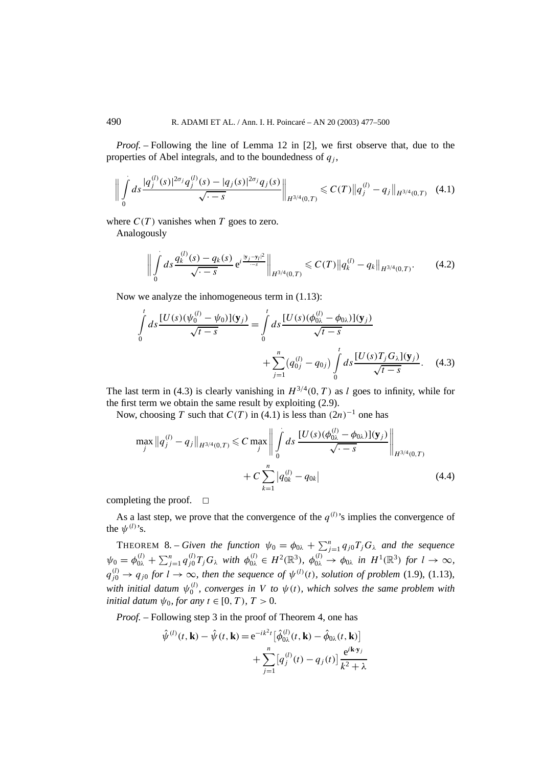*Proof.* – Following the line of Lemma 12 in [2], we first observe that, due to the properties of Abel integrals, and to the boundedness of $q_j$,

$$\left\| \int_0^{\cdot} ds \frac{|q_j^{(l)}(s)|^{2\sigma_j} q_j^{(l)}(s) - |q_j(s)|^{2\sigma_j} q_j(s)}{\sqrt{\cdot - s}} \right\|_{H^{3/4}(0,T)} \leqslant C(T) \left\| q_j^{(l)} - q_j \right\|_{H^{3/4}(0,T)} \tag{4.1}$$

where $C(T)$ vanishes when $T$ goes to zero.

Analogously

$$\left\| \int_0^{\cdot} ds \frac{q_k^{(l)}(s) - q_k(s)}{\sqrt{\cdot - s}} \, e^{i \frac{|\mathbf{y}_j - \mathbf{y}_l|^2}{\cdot - s}} \right\|_{H^{3/4}(0,T)} \leqslant C(T) \left\| q_k^{(l)} - q_k \right\|_{H^{3/4}(0,T)}. \tag{4.2}$$

Now we analyze the inhomogeneous term in (1.13):

$$\int_0^t ds \frac{[U(s)(\psi_0^{(l)} - \psi_0)](\mathbf{y}_j)}{\sqrt{t-s}} = \int_0^t ds \frac{[U(s)(\phi_{0\lambda}^{(l)} - \phi_{0\lambda})](\mathbf{y}_j)}{\sqrt{t-s}} + \sum_{j=1}^n \left(q_{0j}^{(l)} - q_{0j}\right) \int_0^t ds \frac{[U(s) T_j G_\lambda](\mathbf{y}_j)}{\sqrt{t-s}}. \tag{4.3}$$

The last term in (4.3) is clearly vanishing in $H^{3/4}(0,T)$ as $l$ goes to infinity, while for the first term we obtain the same result by exploiting (2.9).

Now, choosing $T$ such that $C(T)$ in (4.1) is less than $(2n)^{-1}$ one has

$$\max_j \left\| q_j^{(l)} - q_j \right\|_{H^{3/4}(0,T)} \leqslant C \max_j \left\| \int_0^{\cdot} ds \, \frac{[U(s)(\phi_{0\lambda}^{(l)} - \phi_{0\lambda})](\mathbf{y}_j)}{\sqrt{\cdot - s}} \right\|_{H^{3/4}(0,T)} + C \sum_{k=1}^n \left| q_{0k}^{(l)} - q_{0k} \right| \tag{4.4}$$

completing the proof. □

As a last step, we prove that the convergence of the $q^{(l)}$'s implies the convergence of the $\psi^{(l)}$'s.

THEOREM 8. – *Given the function $\psi_0 = \phi_{0\lambda} + \sum_{j=1}^n q_{j0} T_j G_\lambda$ and the sequence $\psi_0 = \phi_{0\lambda}^{(l)} + \sum_{j=1}^n q_{j0}^{(l)} T_j G_\lambda$ with $\phi_{0\lambda}^{(l)} \in H^2(\mathbb{R}^3)$, $\phi_{0\lambda}^{(l)} \to \phi_{0\lambda}$ in $H^1(\mathbb{R}^3)$ for $l \to \infty$, $q_{j0}^{(l)} \to q_{j0}$ for $l \to \infty$, then the sequence of $\psi^{(l)}(t)$, solution of problem* (1.9), (1.13), *with initial datum $\psi_0^{(l)}$, converges in $V$ to $\psi(t)$, which solves the same problem with initial datum $\psi_0$, for any $t \in [0,T)$, $T > 0$.*

*Proof.* – Following step 3 in the proof of Theorem 4, one has

$$\hat{\psi}^{(l)}(t,\mathbf{k}) - \hat{\psi}(t,\mathbf{k}) = e^{-ik^2 t} \left[ \hat{\phi}_{0\lambda}^{(l)}(t,\mathbf{k}) - \hat{\phi}_{0\lambda}(t,\mathbf{k}) \right] + \sum_{j=1}^n \left[ q_j^{(l)}(t) - q_j(t) \right] \frac{e^{i\mathbf{k}\cdot\mathbf{y}_j}}{k^2 + \lambda}$$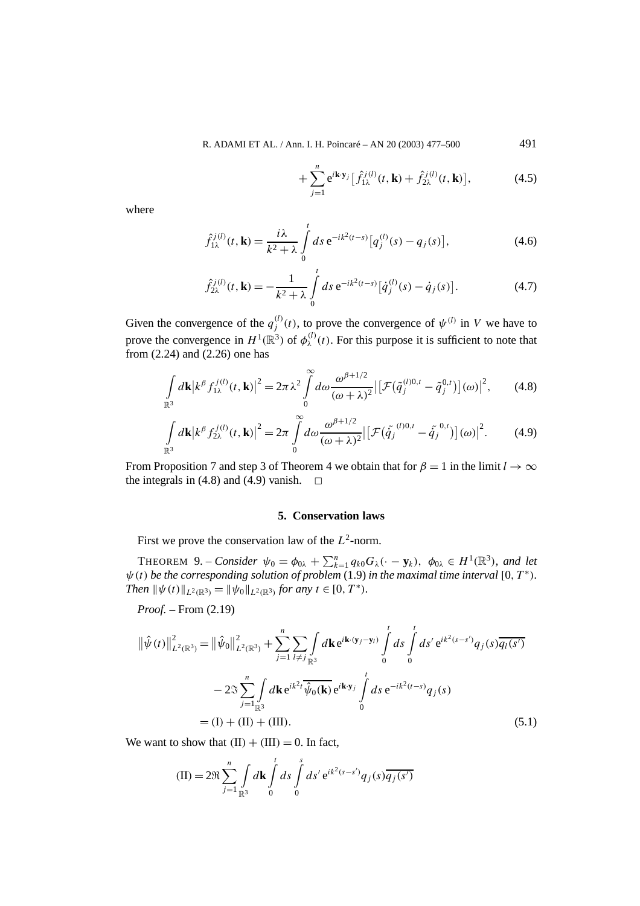$$+\sum_{j=1}^{n} \mathrm{e}^{i\mathbf{k}\cdot\mathbf{y}_j}\big[\hat{f}_{1\lambda}^{j(l)}(t,\mathbf{k})+\hat{f}_{2\lambda}^{j(l)}(t,\mathbf{k})\big], \tag{4.5}$$

where

$$\hat{f}_{1\lambda}^{j(l)}(t,\mathbf{k})=\frac{i\lambda}{k^2+\lambda}\int_0^t ds\,\mathrm{e}^{-ik^2(t-s)}\big[q_j^{(l)}(s)-q_j(s)\big], \tag{4.6}$$

$$\hat{f}_{2\lambda}^{j(l)}(t,\mathbf{k})=-\frac{1}{k^2+\lambda}\int_0^t ds\,\mathrm{e}^{-ik^2(t-s)}\big[\dot{q}_j^{(l)}(s)-\dot{q}_j(s)\big]. \tag{4.7}$$

Given the convergence of the $q_j^{(l)}(t)$, to prove the convergence of $\psi^{(l)}$ in $V$ we have to prove the convergence in $H^1(\mathbb{R}^3)$ of $\phi_\lambda^{(l)}(t)$. For this purpose it is sufficient to note that from (2.24) and (2.26) one has

$$\int_{\mathbb{R}^3} d\mathbf{k}\big|k^\beta f_{1\lambda}^{j(l)}(t,\mathbf{k})\big|^2=2\pi\lambda^2\int_0^\infty d\omega\frac{\omega^{\beta+1/2}}{(\omega+\lambda)^2}\big|\big[\mathcal{F}\big(\tilde{q}_j^{(l)0,t}-\tilde{q}_j^{0,t}\big)\big](\omega)\big|^2, \tag{4.8}$$

$$\int_{\mathbb{R}^3} d\mathbf{k}\big|k^\beta f_{2\lambda}^{j(l)}(t,\mathbf{k})\big|^2=2\pi\int_0^\infty d\omega\frac{\omega^{\beta+1/2}}{(\omega+\lambda)^2}\big|\big[\mathcal{F}\big(\tilde{\dot{q}}_j^{(l)0,t}-\tilde{\dot{q}}_j^{0,t}\big)\big](\omega)\big|^2. \tag{4.9}$$

From Proposition 7 and step 3 of Theorem 4 we obtain that for $\beta=1$ in the limit $l\to\infty$ the integrals in (4.8) and (4.9) vanish. □

## 5. Conservation laws

First we prove the conservation law of the $L^2$-norm.

THEOREM 9. – *Consider* $\psi_0=\phi_{0\lambda}+\sum_{k=1}^n q_{k0}G_\lambda(\cdot-\mathbf{y}_k)$, $\phi_{0\lambda}\in H^1(\mathbb{R}^3)$*, and let* $\psi(t)$ *be the corresponding solution of problem* (1.9) *in the maximal time interval* $[0,T^*)$*. Then* $\|\psi(t)\|_{L^2(\mathbb{R}^3)}=\|\psi_0\|_{L^2(\mathbb{R}^3)}$ *for any* $t\in[0,T^*)$.

*Proof.* – From (2.19)

$$\begin{aligned}
\big\|\hat{\psi}(t)\big\|^2_{L^2(\mathbb{R}^3)}&=\big\|\hat{\psi}_0\big\|^2_{L^2(\mathbb{R}^3)}+\sum_{j=1}^n\sum_{l\neq j}\int_{\mathbb{R}^3}d\mathbf{k}\,\mathrm{e}^{i\mathbf{k}\cdot(\mathbf{y}_j-\mathbf{y}_l)}\int_0^t ds\int_0^t ds'\,\mathrm{e}^{ik^2(s-s')}q_j(s)\overline{q_l(s')}\\
&\quad-2\Im\sum_{j=1}^n\int_{\mathbb{R}^3}d\mathbf{k}\,\mathrm{e}^{ik^2t}\,\overline{\hat{\psi}_0(\mathbf{k})}\,\mathrm{e}^{i\mathbf{k}\cdot\mathbf{y}_j}\int_0^t ds\,\mathrm{e}^{-ik^2(t-s)}q_j(s)\\
&=(\mathrm{I})+(\mathrm{II})+(\mathrm{III}).
\end{aligned} \tag{5.1}$$

We want to show that $(\mathrm{II})+(\mathrm{III})=0$. In fact,

$$(\mathrm{II})=2\Re\sum_{j=1}^n\int_{\mathbb{R}^3}d\mathbf{k}\int_0^t ds\int_0^s ds'\,\mathrm{e}^{ik^2(s-s')}q_j(s)\overline{q_j(s')}$$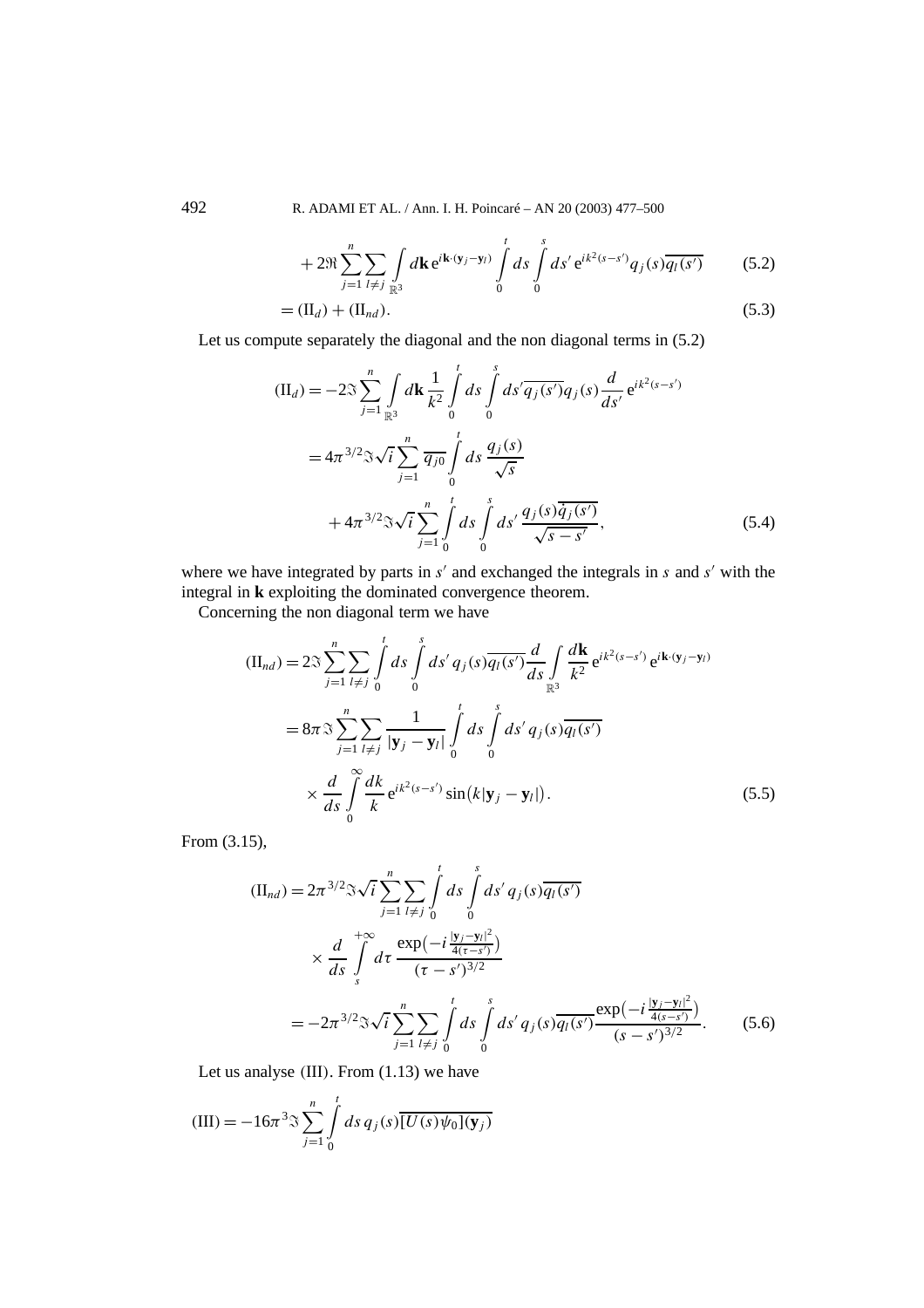$$
+ 2\Re \sum_{j=1}^{n} \sum_{l \neq j} \int_{\mathbb{R}^3} d\mathbf{k}\, e^{i\mathbf{k}\cdot(\mathbf{y}_j - \mathbf{y}_l)} \int_0^t ds \int_0^s ds'\, e^{ik^2(s-s')} q_j(s) \overline{q_l(s')} \tag{5.2}
$$

$$
= (\mathrm{II}_d) + (\mathrm{II}_{nd}). \tag{5.3}
$$

Let us compute separately the diagonal and the non diagonal terms in (5.2)

$$
\begin{aligned}
(\mathrm{II}_d) &= -2\Im \sum_{j=1}^{n} \int_{\mathbb{R}^3} d\mathbf{k}\, \frac{1}{k^2} \int_0^t ds \int_0^s ds' \overline{q_j(s')} q_j(s) \frac{d}{ds'} e^{ik^2(s-s')} \\
&= 4\pi^{3/2} \Im \sqrt{i} \sum_{j=1}^{n} \overline{q_{j0}} \int_0^t ds\, \frac{q_j(s)}{\sqrt{s}} \\
&\quad + 4\pi^{3/2} \Im \sqrt{i} \sum_{j=1}^{n} \int_0^t ds \int_0^s ds'\, \frac{q_j(s) \overline{\dot{q}_j(s')}}{\sqrt{s-s'}},
\end{aligned} \tag{5.4}
$$

where we have integrated by parts in $s'$ and exchanged the integrals in $s$ and $s'$ with the integral in $\mathbf{k}$ exploiting the dominated convergence theorem.

Concerning the non diagonal term we have

$$
\begin{aligned}
(\mathrm{II}_{nd}) &= 2\Im \sum_{j=1}^{n} \sum_{l \neq j} \int_0^t ds \int_0^s ds'\, q_j(s) \overline{q_l(s')} \frac{d}{ds} \int_{\mathbb{R}^3} \frac{d\mathbf{k}}{k^2} e^{ik^2(s-s')} e^{i\mathbf{k}\cdot(\mathbf{y}_j - \mathbf{y}_l)} \\
&= 8\pi \Im \sum_{j=1}^{n} \sum_{l \neq j} \frac{1}{|\mathbf{y}_j - \mathbf{y}_l|} \int_0^t ds \int_0^s ds'\, q_j(s) \overline{q_l(s')} \\
&\quad \times \frac{d}{ds} \int_0^\infty \frac{dk}{k} e^{ik^2(s-s')} \sin\big(k|\mathbf{y}_j - \mathbf{y}_l|\big).
\end{aligned} \tag{5.5}
$$

From (3.15),

$$
\begin{aligned}
(\mathrm{II}_{nd}) &= 2\pi^{3/2} \Im \sqrt{i} \sum_{j=1}^{n} \sum_{l \neq j} \int_0^t ds \int_0^s ds'\, q_j(s) \overline{q_l(s')} \\
&\quad \times \frac{d}{ds} \int_s^{+\infty} d\tau\, \frac{\exp\big(-i\frac{|\mathbf{y}_j - \mathbf{y}_l|^2}{4(\tau - s')}\big)}{(\tau - s')^{3/2}} \\
&= -2\pi^{3/2} \Im \sqrt{i} \sum_{j=1}^{n} \sum_{l \neq j} \int_0^t ds \int_0^s ds'\, q_j(s) \overline{q_l(s')} \frac{\exp\big(-i\frac{|\mathbf{y}_j - \mathbf{y}_l|^2}{4(s - s')}\big)}{(s - s')^{3/2}}.
\end{aligned} \tag{5.6}
$$

Let us analyse (III). From (1.13) we have

$$
(\mathrm{III}) = -16\pi^3 \Im \sum_{j=1}^{n} \int_0^t ds\, q_j(s) \overline{[U(s)\psi_0](\mathbf{y}_j)}
$$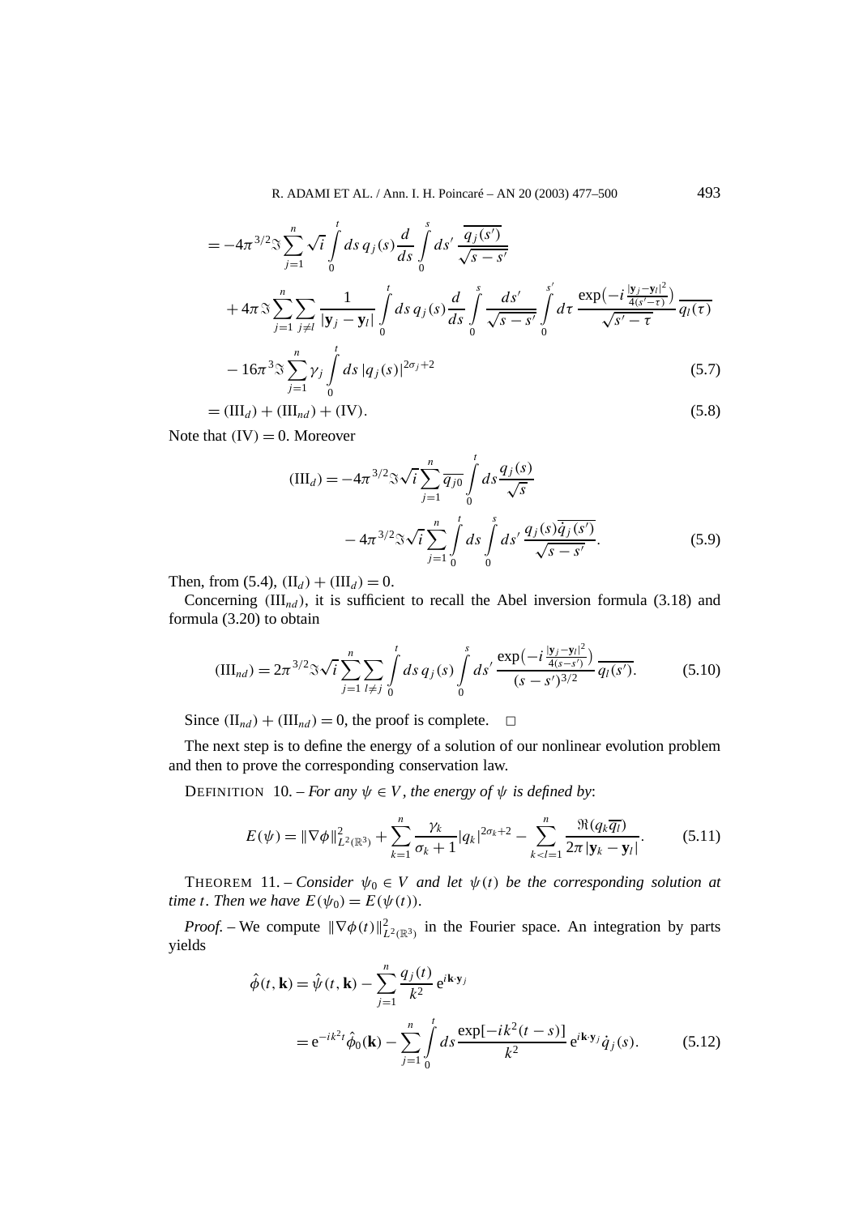$$
= -4\pi^{3/2}\Im\sum_{j=1}^{n}\sqrt{i}\int_0^t ds\, q_j(s)\frac{d}{ds}\int_0^s ds'\,\overline{\frac{q_j(s')}{\sqrt{s-s'}}}
$$

$$
+ 4\pi\Im\sum_{j=1}^{n}\sum_{j\neq l}\frac{1}{|\mathbf{y}_j-\mathbf{y}_l|}\int_0^t ds\, q_j(s)\frac{d}{ds}\int_0^s \frac{ds'}{\sqrt{s-s'}}\int_0^{s'} d\tau\,\frac{\exp\left(-i\frac{|\mathbf{y}_j-\mathbf{y}_l|^2}{4(s'-\tau)}\right)}{\sqrt{s'-\tau}}\,\overline{q_l(\tau)}
$$

$$
- 16\pi^3\Im\sum_{j=1}^{n}\gamma_j\int_0^t ds\,|q_j(s)|^{2\sigma_j+2} \tag{5.7}
$$

$$
= (\mathrm{III}_d) + (\mathrm{III}_{nd}) + (\mathrm{IV}). \tag{5.8}
$$

Note that $(\mathrm{IV}) = 0$. Moreover

$$
(\mathrm{III}_d) = -4\pi^{3/2}\Im\sqrt{i}\sum_{j=1}^{n}\overline{q_{j0}}\int_0^t ds\frac{q_j(s)}{\sqrt{s}}
$$

$$
- 4\pi^{3/2}\Im\sqrt{i}\sum_{j=1}^{n}\int_0^t ds\int_0^s ds'\,\frac{q_j(s)\overline{\dot{q}_j(s')}}{\sqrt{s-s'}}. \tag{5.9}
$$

Then, from (5.4), $(\mathrm{II}_d) + (\mathrm{III}_d) = 0$.

Concerning $(\mathrm{III}_{nd})$, it is sufficient to recall the Abel inversion formula (3.18) and formula (3.20) to obtain

$$
(\mathrm{III}_{nd}) = 2\pi^{3/2}\Im\sqrt{i}\sum_{j=1}^{n}\sum_{l\neq j}\int_0^t ds\, q_j(s)\int_0^s ds'\,\frac{\exp\left(-i\frac{|\mathbf{y}_j-\mathbf{y}_l|^2}{4(s-s')}\right)}{(s-s')^{3/2}}\,\overline{q_l(s')}. \tag{5.10}
$$

Since $(\mathrm{II}_{nd}) + (\mathrm{III}_{nd}) = 0$, the proof is complete. □

The next step is to define the energy of a solution of our nonlinear evolution problem and then to prove the corresponding conservation law.

DEFINITION 10. – *For any $\psi \in V$, the energy of $\psi$ is defined by*:

$$
E(\psi) = \|\nabla\phi\|^2_{L^2(\mathbb{R}^3)} + \sum_{k=1}^{n}\frac{\gamma_k}{\sigma_k+1}|q_k|^{2\sigma_k+2} - \sum_{k<l=1}^{n}\frac{\Re(q_k\overline{q_l})}{2\pi|\mathbf{y}_k-\mathbf{y}_l|}. \tag{5.11}
$$

THEOREM 11. – *Consider $\psi_0 \in V$ and let $\psi(t)$ be the corresponding solution at time $t$. Then we have $E(\psi_0) = E(\psi(t))$.*

*Proof.* – We compute $\|\nabla\phi(t)\|^2_{L^2(\mathbb{R}^3)}$ in the Fourier space. An integration by parts yields

$$
\hat{\phi}(t,\mathbf{k}) = \hat{\psi}(t,\mathbf{k}) - \sum_{j=1}^{n}\frac{q_j(t)}{k^2}\,\mathrm{e}^{i\mathbf{k}\cdot\mathbf{y}_j}
$$

$$
= \mathrm{e}^{-ik^2t}\hat{\phi}_0(\mathbf{k}) - \sum_{j=1}^{n}\int_0^t ds\,\frac{\exp[-ik^2(t-s)]}{k^2}\,\mathrm{e}^{i\mathbf{k}\cdot\mathbf{y}_j}\dot{q}_j(s). \tag{5.12}
$$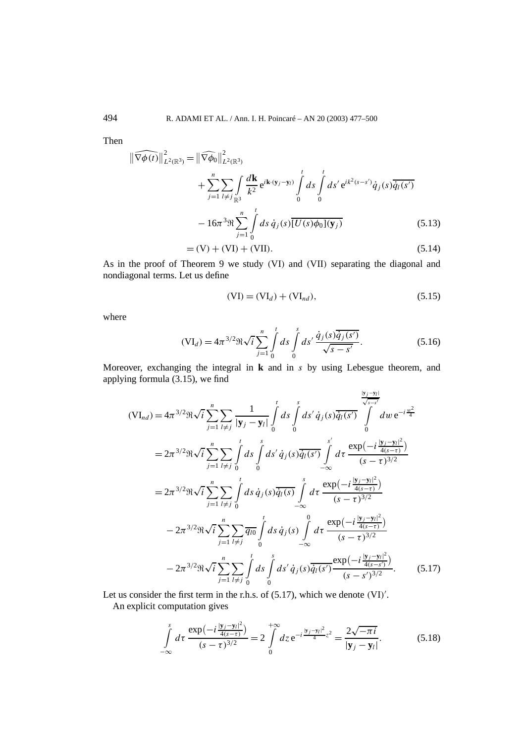Then

$$
\begin{aligned}
\|\widehat{\nabla\phi(t)}\|^2_{L^2(\mathbb{R}^3)} &= \|\widehat{\nabla\phi_0}\|^2_{L^2(\mathbb{R}^3)} \\
&\quad + \sum_{j=1}^{n}\sum_{l\neq j}\int_{\mathbb{R}^3}\frac{d\mathbf{k}}{k^2}\,\mathrm{e}^{i\mathbf{k}\cdot(\mathbf{y}_j-\mathbf{y}_l)}\int_0^t ds\int_0^t ds'\,\mathrm{e}^{ik^2(s-s')}\dot{q}_j(s)\overline{\dot{q}_l(s')} \\
&\quad - 16\pi^3\Re\sum_{j=1}^{n}\int_0^t ds\,\dot{q}_j(s)\overline{[U(s)\phi_0](\mathbf{y}_j)} \qquad (5.13)\\
&= (\mathrm{V}) + (\mathrm{VI}) + (\mathrm{VII}). \qquad (5.14)
\end{aligned}
$$

As in the proof of Theorem 9 we study (VI) and (VII) separating the diagonal and nondiagonal terms. Let us define

$$
(\mathrm{VI}) = (\mathrm{VI}_d) + (\mathrm{VI}_{nd}), \tag{5.15}
$$

where

$$
(\mathrm{VI}_d) = 4\pi^{3/2}\Re\sqrt{i}\sum_{j=1}^{n}\int_0^t ds\int_0^s ds'\,\frac{\dot{q}_j(s)\overline{\dot{q}_j(s')}}{\sqrt{s-s'}}. \tag{5.16}
$$

Moreover, exchanging the integral in $\mathbf{k}$ and in $s$ by using Lebesgue theorem, and applying formula (3.15), we find

$$
\begin{aligned}
(\mathrm{VI}_{nd}) &= 4\pi^{3/2}\Re\sqrt{i}\sum_{j=1}^{n}\sum_{l\neq j}\frac{1}{|\mathbf{y}_j-\mathbf{y}_l|}\int_0^t ds\int_0^s ds'\,\dot{q}_j(s)\overline{\dot{q}_l(s')}\int_0^{\frac{|\mathbf{y}_j-\mathbf{y}_l|}{\sqrt{s-s'}}} dw\,\mathrm{e}^{-i\frac{w^2}{4}} \\
&= 2\pi^{3/2}\Re\sqrt{i}\sum_{j=1}^{n}\sum_{l\neq j}\int_0^t ds\int_0^s ds'\,\dot{q}_j(s)\overline{\dot{q}_l(s')}\int_{-\infty}^{s'} d\tau\,\frac{\exp\left(-i\frac{|\mathbf{y}_j-\mathbf{y}_l|^2}{4(s-\tau)}\right)}{(s-\tau)^{3/2}} \\
&= 2\pi^{3/2}\Re\sqrt{i}\sum_{j=1}^{n}\sum_{l\neq j}\int_0^t ds\,\dot{q}_j(s)\overline{\dot{q}_l(s)}\int_{-\infty}^{s} d\tau\,\frac{\exp\left(-i\frac{|\mathbf{y}_j-\mathbf{y}_l|^2}{4(s-\tau)}\right)}{(s-\tau)^{3/2}} \\
&\quad - 2\pi^{3/2}\Re\sqrt{i}\sum_{j=1}^{n}\sum_{l\neq j}\overline{q_{l0}}\int_0^t ds\,\dot{q}_j(s)\int_{-\infty}^{0} d\tau\,\frac{\exp\left(-i\frac{|\mathbf{y}_j-\mathbf{y}_l|^2}{4(s-\tau)}\right)}{(s-\tau)^{3/2}} \\
&\quad - 2\pi^{3/2}\Re\sqrt{i}\sum_{j=1}^{n}\sum_{l\neq j}\int_0^t ds\int_0^s ds'\,\dot{q}_j(s)\overline{\dot{q}_l(s')}\frac{\exp\left(-i\frac{|\mathbf{y}_j-\mathbf{y}_l|^2}{4(s-s')}\right)}{(s-s')^{3/2}}. 
\end{aligned} \tag{5.17}
$$

Let us consider the first term in the r.h.s. of (5.17), which we denote $(\mathrm{VI})'$.

An explicit computation gives

$$
\int_{-\infty}^{s} d\tau\,\frac{\exp\left(-i\frac{|\mathbf{y}_j-\mathbf{y}_l|^2}{4(s-\tau)}\right)}{(s-\tau)^{3/2}} = 2\int_0^{+\infty} dz\,\mathrm{e}^{-i\frac{|\mathbf{y}_j-\mathbf{y}_l|^2}{4}z^2} = \frac{2\sqrt{-\pi i}}{|\mathbf{y}_j-\mathbf{y}_l|}. \tag{5.18}
$$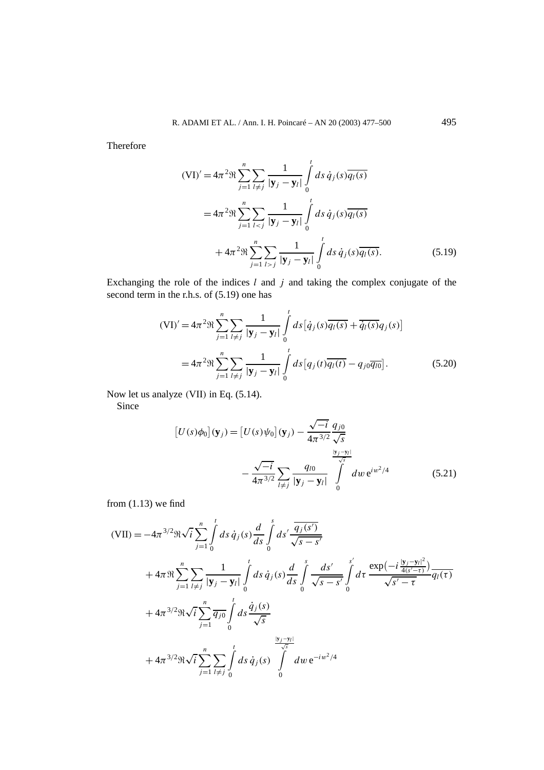Therefore

$$
\begin{aligned}
(\mathrm{VI})' &= 4\pi^2 \Re \sum_{j=1}^{n} \sum_{l \neq j} \frac{1}{|\mathbf{y}_j - \mathbf{y}_l|} \int_0^t ds\, \dot{q}_j(s) \overline{q_l(s)} \\
&= 4\pi^2 \Re \sum_{j=1}^{n} \sum_{l < j} \frac{1}{|\mathbf{y}_j - \mathbf{y}_l|} \int_0^t ds\, \dot{q}_j(s) \overline{q_l(s)} \\
&\quad + 4\pi^2 \Re \sum_{j=1}^{n} \sum_{l > j} \frac{1}{|\mathbf{y}_j - \mathbf{y}_l|} \int_0^t ds\, \dot{q}_j(s) \overline{q_l(s)}.
\end{aligned} \tag{5.19}
$$

Exchanging the role of the indices $l$ and $j$ and taking the complex conjugate of the second term in the r.h.s. of (5.19) one has

$$
\begin{aligned}
(\mathrm{VI})' &= 4\pi^2 \Re \sum_{j=1}^{n} \sum_{l \neq j} \frac{1}{|\mathbf{y}_j - \mathbf{y}_l|} \int_0^t ds \left[ \dot{q}_j(s) \overline{q_l(s)} + \overline{\dot{q}_l(s)} q_j(s) \right] \\
&= 4\pi^2 \Re \sum_{j=1}^{n} \sum_{l \neq j} \frac{1}{|\mathbf{y}_j - \mathbf{y}_l|} \int_0^t ds \left[ q_j(t) \overline{q_l(t)} - q_{j0} \overline{q_{l0}} \right].
\end{aligned} \tag{5.20}
$$

Now let us analyze (VII) in Eq. (5.14).

Since

$$
\begin{aligned}
\left[U(s)\phi_0\right](\mathbf{y}_j) &= \left[U(s)\psi_0\right](\mathbf{y}_j) - \frac{\sqrt{-i}}{4\pi^{3/2}} \frac{q_{j0}}{\sqrt{s}} \\
&\quad - \frac{\sqrt{-i}}{4\pi^{3/2}} \sum_{l \neq j} \frac{q_{l0}}{|\mathbf{y}_j - \mathbf{y}_l|} \int_0^{\frac{|\mathbf{y}_j - \mathbf{y}_l|}{\sqrt{s}}} dw\, e^{iw^2/4}
\end{aligned} \tag{5.21}
$$

from (1.13) we find

$$
\begin{aligned}
(\mathrm{VII}) &= -4\pi^{3/2} \Re \sqrt{i} \sum_{j=1}^{n} \int_0^t ds\, \dot{q}_j(s) \frac{d}{ds} \int_0^s ds' \frac{\overline{q_j(s')}}{\sqrt{s - s'}} \\
&\quad + 4\pi \Re \sum_{j=1}^{n} \sum_{l \neq j} \frac{1}{|\mathbf{y}_j - \mathbf{y}_l|} \int_0^t ds\, \dot{q}_j(s) \frac{d}{ds} \int_0^s \frac{ds'}{\sqrt{s - s'}} \int_0^{s'} d\tau\, \frac{\exp\left(-i \frac{|\mathbf{y}_j - \mathbf{y}_l|^2}{4(s' - \tau)}\right)}{\sqrt{s' - \tau}} \overline{q_l(\tau)} \\
&\quad + 4\pi^{3/2} \Re \sqrt{i} \sum_{j=1}^{n} \overline{q_{j0}} \int_0^t ds \frac{\dot{q}_j(s)}{\sqrt{s}} \\
&\quad + 4\pi^{3/2} \Re \sqrt{i} \sum_{j=1}^{n} \sum_{l \neq j} \int_0^t ds\, \dot{q}_j(s) \int_0^{\frac{|\mathbf{y}_j - \mathbf{y}_l|}{\sqrt{s}}} dw\, e^{-iw^2/4}
\end{aligned}
$$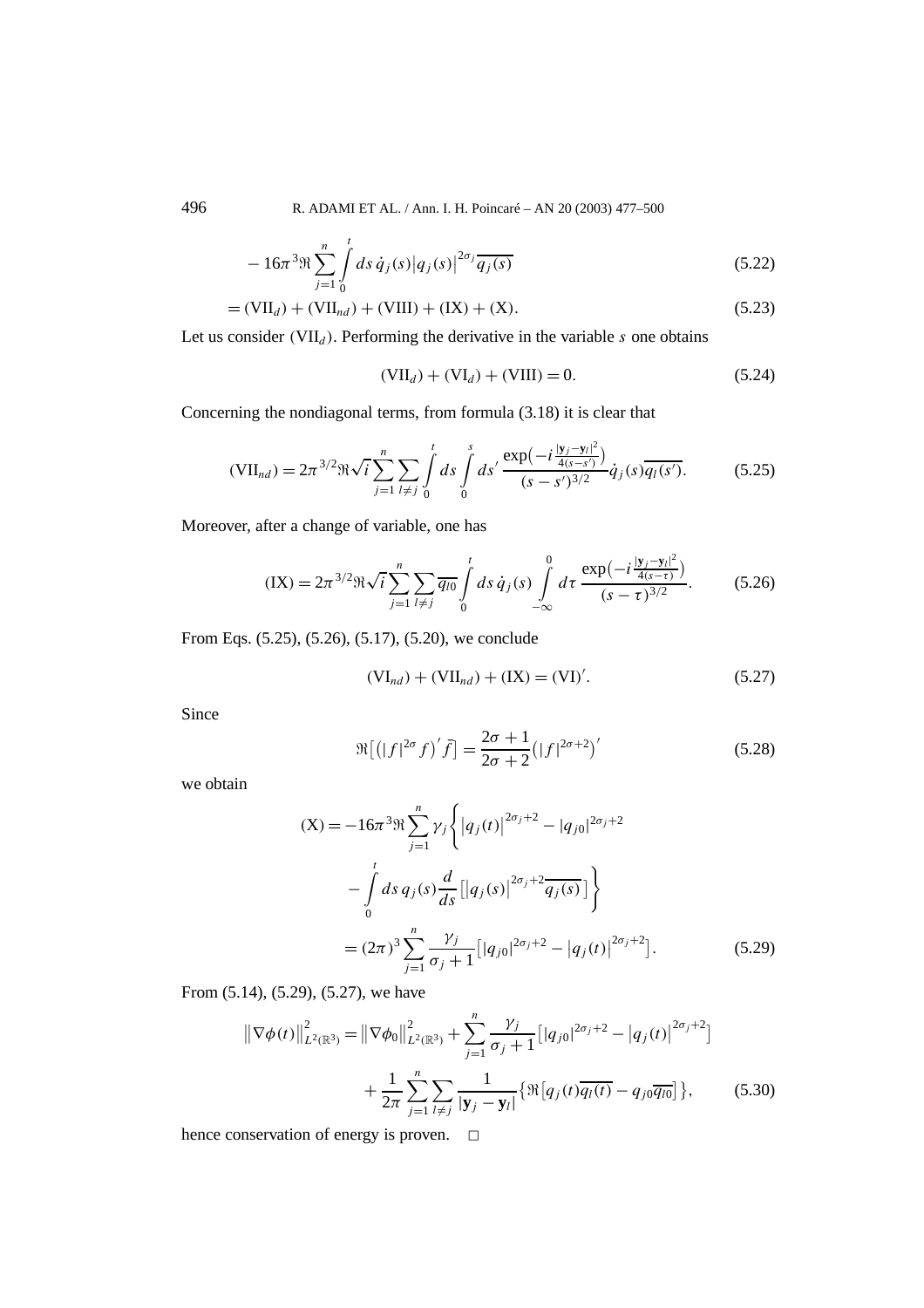$$- 16\pi^3 \Re \sum_{j=1}^{n} \int_0^t ds\, \dot{q}_j(s) \left|q_j(s)\right|^{2\sigma_j} \overline{q_j(s)} \tag{5.22}$$

$$= (\mathrm{VII}_d) + (\mathrm{VII}_{nd}) + (\mathrm{VIII}) + (\mathrm{IX}) + (\mathrm{X}). \tag{5.23}$$

Let us consider $(\mathrm{VII}_d)$. Performing the derivative in the variable $s$ one obtains

$$(\mathrm{VII}_d) + (\mathrm{VI}_d) + (\mathrm{VIII}) = 0. \tag{5.24}$$

Concerning the nondiagonal terms, from formula (3.18) it is clear that

$$(\mathrm{VII}_{nd}) = 2\pi^{3/2} \Re \sqrt{i} \sum_{j=1}^{n} \sum_{l \neq j} \int_0^t ds \int_0^s ds' \, \frac{\exp\left(-i \frac{|\mathbf{y}_j - \mathbf{y}_l|^2}{4(s-s')}\right)}{(s-s')^{3/2}} \dot{q}_j(s) \overline{q_l(s')}. \tag{5.25}$$

Moreover, after a change of variable, one has

$$(\mathrm{IX}) = 2\pi^{3/2} \Re \sqrt{i} \sum_{j=1}^{n} \sum_{l \neq j} \overline{q_{l0}} \int_0^t ds\, \dot{q}_j(s) \int_{-\infty}^{0} d\tau \, \frac{\exp\left(-i \frac{|\mathbf{y}_j - \mathbf{y}_l|^2}{4(s-\tau)}\right)}{(s-\tau)^{3/2}}. \tag{5.26}$$

From Eqs. (5.25), (5.26), (5.17), (5.20), we conclude

$$(\mathrm{VI}_{nd}) + (\mathrm{VII}_{nd}) + (\mathrm{IX}) = (\mathrm{VI})'. \tag{5.27}$$

Since

$$\Re\left[\left(|f|^{2\sigma} f\right)' \bar{f}\right] = \frac{2\sigma + 1}{2\sigma + 2} \left(|f|^{2\sigma+2}\right)' \tag{5.28}$$

we obtain

$$\begin{aligned}
(\mathrm{X}) &= -16\pi^3 \Re \sum_{j=1}^{n} \gamma_j \left\{ \left|q_j(t)\right|^{2\sigma_j+2} - |q_{j0}|^{2\sigma_j+2} \right. \\
&\quad \left. - \int_0^t ds\, q_j(s) \frac{d}{ds} \left[ \left|q_j(s)\right|^{2\sigma_j+2} \overline{q_j(s)} \right] \right\} \\
&= (2\pi)^3 \sum_{j=1}^{n} \frac{\gamma_j}{\sigma_j + 1} \left[ |q_{j0}|^{2\sigma_j+2} - \left|q_j(t)\right|^{2\sigma_j+2} \right].
\end{aligned} \tag{5.29}$$

From (5.14), (5.29), (5.27), we have

$$\begin{aligned}
\left\|\nabla\phi(t)\right\|^2_{L^2(\mathbb{R}^3)} &= \left\|\nabla\phi_0\right\|^2_{L^2(\mathbb{R}^3)} + \sum_{j=1}^{n} \frac{\gamma_j}{\sigma_j + 1} \left[ |q_{j0}|^{2\sigma_j+2} - \left|q_j(t)\right|^{2\sigma_j+2} \right] \\
&\quad + \frac{1}{2\pi} \sum_{j=1}^{n} \sum_{l \neq j} \frac{1}{|\mathbf{y}_j - \mathbf{y}_l|} \left\{ \Re\left[ q_j(t) \overline{q_l(t)} - q_{j0} \overline{q_{l0}} \right] \right\},
\end{aligned} \tag{5.30}$$

hence conservation of energy is proven. □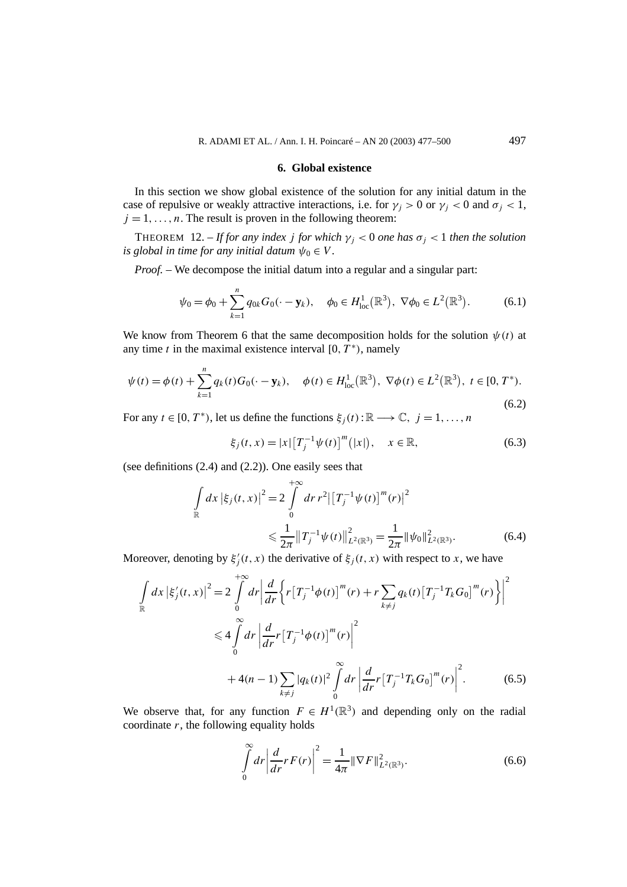## 6. Global existence

In this section we show global existence of the solution for any initial datum in the case of repulsive or weakly attractive interactions, i.e. for $\gamma_j > 0$ or $\gamma_j < 0$ and $\sigma_j < 1$, $j = 1, \ldots, n$. The result is proven in the following theorem:

THEOREM 12. – *If for any index $j$ for which $\gamma_j < 0$ one has $\sigma_j < 1$ then the solution is global in time for any initial datum $\psi_0 \in V$.*

*Proof.* – We decompose the initial datum into a regular and a singular part:

$$\psi_0 = \phi_0 + \sum_{k=1}^{n} q_{0k} G_0(\cdot - \mathbf{y}_k), \quad \phi_0 \in H^1_{\text{loc}}(\mathbb{R}^3), \ \nabla\phi_0 \in L^2(\mathbb{R}^3). \tag{6.1}$$

We know from Theorem 6 that the same decomposition holds for the solution $\psi(t)$ at any time $t$ in the maximal existence interval $[0, T^*)$, namely

$$\psi(t) = \phi(t) + \sum_{k=1}^{n} q_k(t) G_0(\cdot - \mathbf{y}_k), \quad \phi(t) \in H^1_{\text{loc}}(\mathbb{R}^3), \ \nabla\phi(t) \in L^2(\mathbb{R}^3), \ t \in [0, T^*). \tag{6.2}$$

For any $t \in [0, T^*)$, let us define the functions $\xi_j(t) : \mathbb{R} \longrightarrow \mathbb{C}, \ j = 1, \ldots, n$

$$\xi_j(t, x) = |x| \left[T_j^{-1}\psi(t)\right]^m(|x|), \quad x \in \mathbb{R}, \tag{6.3}$$

(see definitions (2.4) and (2.2)). One easily sees that

$$\begin{aligned}\int_{\mathbb{R}} dx \, |\xi_j(t, x)|^2 &= 2 \int_0^{+\infty} dr \, r^2 \left|\left[T_j^{-1}\psi(t)\right]^m(r)\right|^2 \\ &\leqslant \frac{1}{2\pi} \left\|T_j^{-1}\psi(t)\right\|^2_{L^2(\mathbb{R}^3)} = \frac{1}{2\pi} \|\psi_0\|^2_{L^2(\mathbb{R}^3)}.\end{aligned} \tag{6.4}$$

Moreover, denoting by $\xi_j'(t, x)$ the derivative of $\xi_j(t, x)$ with respect to $x$, we have

$$\begin{aligned}\int_{\mathbb{R}} dx \, |\xi_j'(t, x)|^2 &= 2 \int_0^{+\infty} dr \left| \frac{d}{dr}\left\{ r\left[T_j^{-1}\phi(t)\right]^m(r) + r \sum_{k \neq j} q_k(t) \left[T_j^{-1} T_k G_0\right]^m(r) \right\}\right|^2 \\ &\leqslant 4 \int_0^{\infty} dr \left| \frac{d}{dr} r\left[T_j^{-1}\phi(t)\right]^m(r)\right|^2 \\ &\quad + 4(n-1) \sum_{k \neq j} |q_k(t)|^2 \int_0^{\infty} dr \left| \frac{d}{dr} r\left[T_j^{-1} T_k G_0\right]^m(r)\right|^2.\end{aligned} \tag{6.5}$$

We observe that, for any function $F \in H^1(\mathbb{R}^3)$ and depending only on the radial coordinate $r$, the following equality holds

$$\int_0^{\infty} dr \left| \frac{d}{dr} r F(r)\right|^2 = \frac{1}{4\pi} \|\nabla F\|^2_{L^2(\mathbb{R}^3)}. \tag{6.6}$$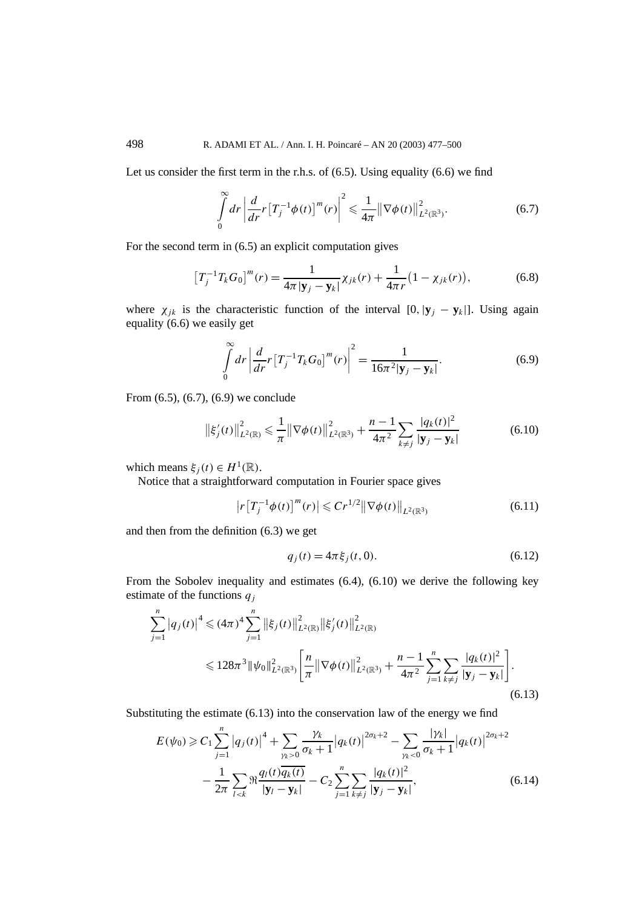Let us consider the first term in the r.h.s. of (6.5). Using equality (6.6) we find

$$\int_0^\infty dr \left| \frac{d}{dr} r \left[T_j^{-1}\phi(t)\right]^m(r)\right|^2 \leqslant \frac{1}{4\pi}\left\|\nabla\phi(t)\right\|^2_{L^2(\mathbb{R}^3)}. \tag{6.7}$$

For the second term in (6.5) an explicit computation gives

$$\left[T_j^{-1}T_k G_0\right]^m(r) = \frac{1}{4\pi|\mathbf{y}_j - \mathbf{y}_k|}\chi_{jk}(r) + \frac{1}{4\pi r}\left(1 - \chi_{jk}(r)\right), \tag{6.8}$$

where $\chi_{jk}$ is the characteristic function of the interval $[0, |\mathbf{y}_j - \mathbf{y}_k|]$. Using again equality (6.6) we easily get

$$\int_0^\infty dr \left| \frac{d}{dr} r \left[T_j^{-1}T_k G_0\right]^m(r)\right|^2 = \frac{1}{16\pi^2|\mathbf{y}_j - \mathbf{y}_k|}. \tag{6.9}$$

From (6.5), (6.7), (6.9) we conclude

$$\left\|\xi_j'(t)\right\|^2_{L^2(\mathbb{R})} \leqslant \frac{1}{\pi}\left\|\nabla\phi(t)\right\|^2_{L^2(\mathbb{R}^3)} + \frac{n-1}{4\pi^2}\sum_{k\neq j}\frac{|q_k(t)|^2}{|\mathbf{y}_j - \mathbf{y}_k|} \tag{6.10}$$

which means $\xi_j(t) \in H^1(\mathbb{R})$.

Notice that a straightforward computation in Fourier space gives

$$\left|r\left[T_j^{-1}\phi(t)\right]^m(r)\right| \leqslant C r^{1/2}\left\|\nabla\phi(t)\right\|_{L^2(\mathbb{R}^3)} \tag{6.11}$$

and then from the definition (6.3) we get

$$q_j(t) = 4\pi\xi_j(t, 0). \tag{6.12}$$

From the Sobolev inequality and estimates (6.4), (6.10) we derive the following key estimate of the functions $q_j$

$$\begin{aligned}
\sum_{j=1}^n \left|q_j(t)\right|^4 &\leqslant (4\pi)^4 \sum_{j=1}^n \left\|\xi_j(t)\right\|^2_{L^2(\mathbb{R})}\left\|\xi_j'(t)\right\|^2_{L^2(\mathbb{R})} \\
&\leqslant 128\pi^3\|\psi_0\|^2_{L^2(\mathbb{R}^3)}\left[\frac{n}{\pi}\left\|\nabla\phi(t)\right\|^2_{L^2(\mathbb{R}^3)} + \frac{n-1}{4\pi^2}\sum_{j=1}^n\sum_{k\neq j}\frac{|q_k(t)|^2}{|\mathbf{y}_j - \mathbf{y}_k|}\right].
\end{aligned} \tag{6.13}$$

Substituting the estimate (6.13) into the conservation law of the energy we find

$$\begin{aligned}
E(\psi_0) \geqslant{} & C_1\sum_{j=1}^n \left|q_j(t)\right|^4 + \sum_{\gamma_k>0}\frac{\gamma_k}{\sigma_k+1}\left|q_k(t)\right|^{2\sigma_k+2} - \sum_{\gamma_k<0}\frac{|\gamma_k|}{\sigma_k+1}\left|q_k(t)\right|^{2\sigma_k+2} \\
& - \frac{1}{2\pi}\sum_{l<k}\Re\frac{q_l(t)\overline{q_k(t)}}{|\mathbf{y}_l - \mathbf{y}_k|} - C_2\sum_{j=1}^n\sum_{k\neq j}\frac{|q_k(t)|^2}{|\mathbf{y}_j - \mathbf{y}_k|},
\end{aligned} \tag{6.14}$$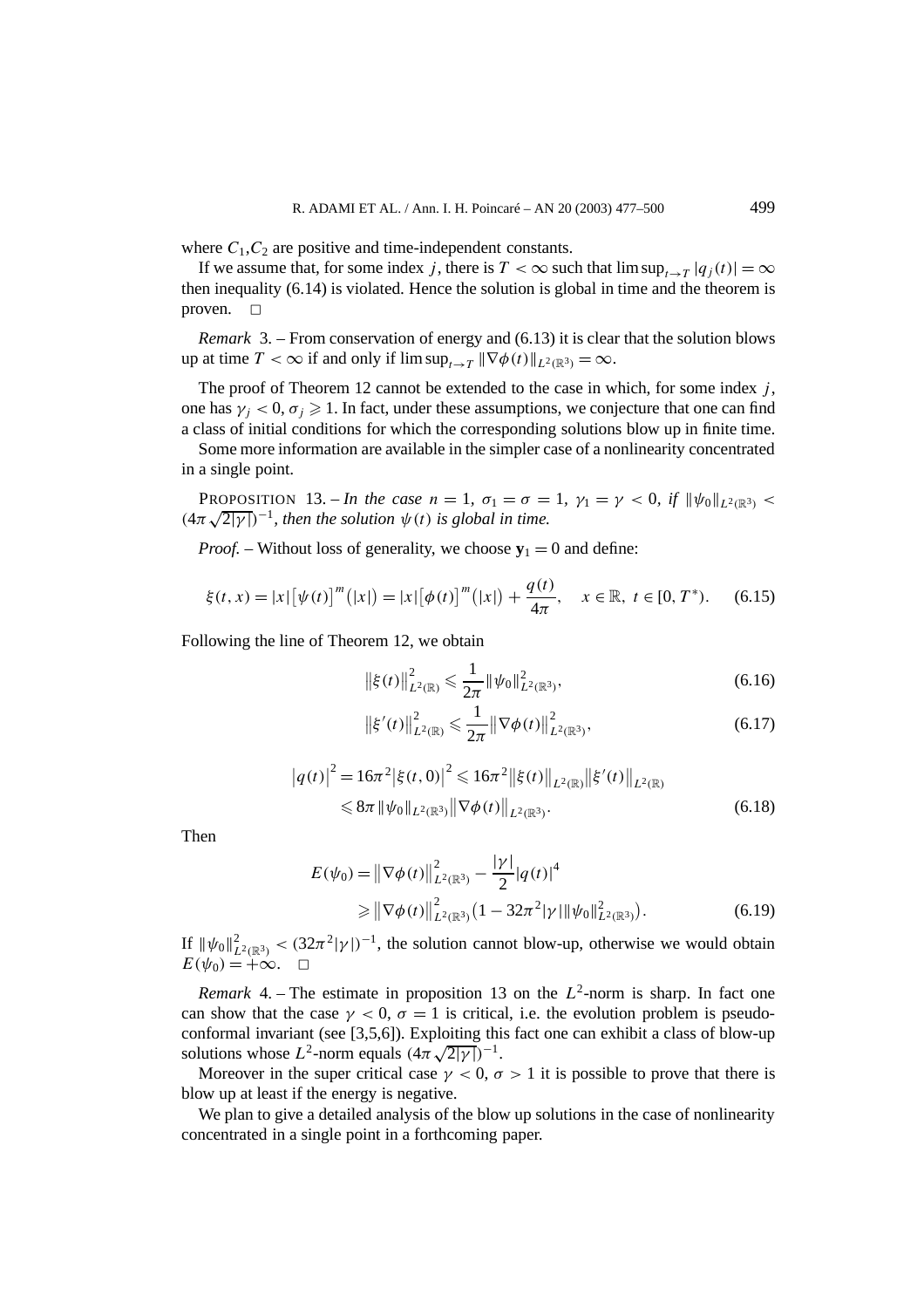where $C_1, C_2$ are positive and time-independent constants.

If we assume that, for some index $j$, there is $T < \infty$ such that $\limsup_{t\to T} |q_j(t)| = \infty$ then inequality (6.14) is violated. Hence the solution is global in time and the theorem is proven. $\square$

*Remark* 3. – From conservation of energy and (6.13) it is clear that the solution blows up at time $T < \infty$ if and only if $\limsup_{t\to T} \|\nabla\phi(t)\|_{L^2(\mathbb{R}^3)} = \infty$.

The proof of Theorem 12 cannot be extended to the case in which, for some index $j$, one has $\gamma_j < 0$, $\sigma_j \geqslant 1$. In fact, under these assumptions, we conjecture that one can find a class of initial conditions for which the corresponding solutions blow up in finite time.

Some more information are available in the simpler case of a nonlinearity concentrated in a single point.

PROPOSITION 13. – *In the case $n = 1$, $\sigma_1 = \sigma = 1$, $\gamma_1 = \gamma < 0$, if $\|\psi_0\|_{L^2(\mathbb{R}^3)} < (4\pi\sqrt{2|\gamma|})^{-1}$, then the solution $\psi(t)$ is global in time.*

*Proof.* – Without loss of generality, we choose $\mathbf{y}_1 = 0$ and define:

$$\xi(t,x) = |x|\big[\psi(t)\big]^m\big(|x|\big) = |x|\big[\phi(t)\big]^m\big(|x|\big) + \frac{q(t)}{4\pi}, \quad x \in \mathbb{R},\ t \in [0, T^*). \tag{6.15}$$

Following the line of Theorem 12, we obtain

$$\big\|\xi(t)\big\|^2_{L^2(\mathbb{R})} \leqslant \frac{1}{2\pi}\|\psi_0\|^2_{L^2(\mathbb{R}^3)}, \tag{6.16}$$

$$\big\|\xi'(t)\big\|^2_{L^2(\mathbb{R})} \leqslant \frac{1}{2\pi}\big\|\nabla\phi(t)\big\|^2_{L^2(\mathbb{R}^3)}, \tag{6.17}$$

$$\begin{aligned}\big|q(t)\big|^2 = 16\pi^2\big|\xi(t,0)\big|^2 &\leqslant 16\pi^2\big\|\xi(t)\big\|_{L^2(\mathbb{R})}\big\|\xi'(t)\big\|_{L^2(\mathbb{R})} \\ &\leqslant 8\pi\|\psi_0\|_{L^2(\mathbb{R}^3)}\big\|\nabla\phi(t)\big\|_{L^2(\mathbb{R}^3)}.\end{aligned} \tag{6.18}$$

Then

$$\begin{aligned}E(\psi_0) &= \big\|\nabla\phi(t)\big\|^2_{L^2(\mathbb{R}^3)} - \frac{|\gamma|}{2}|q(t)|^4 \\ &\geqslant \big\|\nabla\phi(t)\big\|^2_{L^2(\mathbb{R}^3)}\big(1 - 32\pi^2|\gamma|\|\psi_0\|^2_{L^2(\mathbb{R}^3)}\big).\end{aligned} \tag{6.19}$$

If $\|\psi_0\|^2_{L^2(\mathbb{R}^3)} < (32\pi^2|\gamma|)^{-1}$, the solution cannot blow-up, otherwise we would obtain $E(\psi_0) = +\infty$. $\square$

*Remark* 4. – The estimate in proposition 13 on the $L^2$-norm is sharp. In fact one can show that the case $\gamma < 0$, $\sigma = 1$ is critical, i.e. the evolution problem is pseudo-conformal invariant (see [3,5,6]). Exploiting this fact one can exhibit a class of blow-up solutions whose $L^2$-norm equals $(4\pi\sqrt{2|\gamma|})^{-1}$.

Moreover in the super critical case $\gamma < 0$, $\sigma > 1$ it is possible to prove that there is blow up at least if the energy is negative.

We plan to give a detailed analysis of the blow up solutions in the case of nonlinearity concentrated in a single point in a forthcoming paper.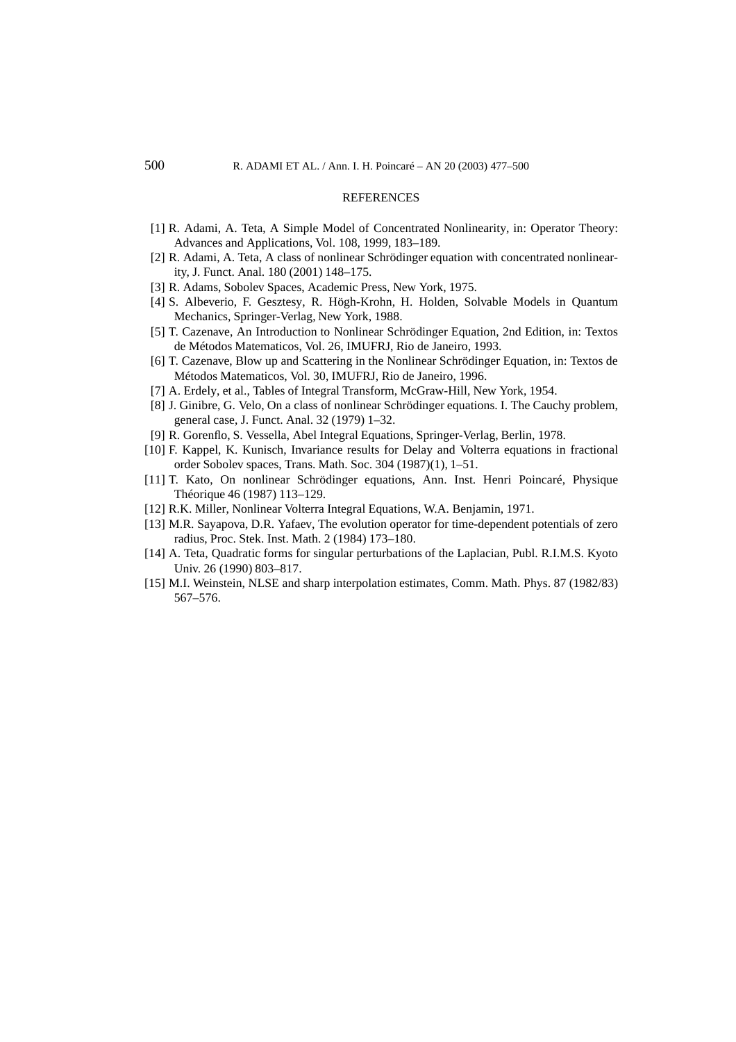## REFERENCES

[1] R. Adami, A. Teta, A Simple Model of Concentrated Nonlinearity, in: Operator Theory: Advances and Applications, Vol. 108, 1999, 183–189.

[2] R. Adami, A. Teta, A class of nonlinear Schrödinger equation with concentrated nonlinearity, J. Funct. Anal. 180 (2001) 148–175.

[3] R. Adams, Sobolev Spaces, Academic Press, New York, 1975.

[4] S. Albeverio, F. Gesztesy, R. Högh-Krohn, H. Holden, Solvable Models in Quantum Mechanics, Springer-Verlag, New York, 1988.

[5] T. Cazenave, An Introduction to Nonlinear Schrödinger Equation, 2nd Edition, in: Textos de Métodos Matematicos, Vol. 26, IMUFRJ, Rio de Janeiro, 1993.

[6] T. Cazenave, Blow up and Scattering in the Nonlinear Schrödinger Equation, in: Textos de Métodos Matematicos, Vol. 30, IMUFRJ, Rio de Janeiro, 1996.

[7] A. Erdely, et al., Tables of Integral Transform, McGraw-Hill, New York, 1954.

[8] J. Ginibre, G. Velo, On a class of nonlinear Schrödinger equations. I. The Cauchy problem, general case, J. Funct. Anal. 32 (1979) 1–32.

[9] R. Gorenflo, S. Vessella, Abel Integral Equations, Springer-Verlag, Berlin, 1978.

[10] F. Kappel, K. Kunisch, Invariance results for Delay and Volterra equations in fractional order Sobolev spaces, Trans. Math. Soc. 304 (1987)(1), 1–51.

[11] T. Kato, On nonlinear Schrödinger equations, Ann. Inst. Henri Poincaré, Physique Théorique 46 (1987) 113–129.

[12] R.K. Miller, Nonlinear Volterra Integral Equations, W.A. Benjamin, 1971.

[13] M.R. Sayapova, D.R. Yafaev, The evolution operator for time-dependent potentials of zero radius, Proc. Stek. Inst. Math. 2 (1984) 173–180.

[14] A. Teta, Quadratic forms for singular perturbations of the Laplacian, Publ. R.I.M.S. Kyoto Univ. 26 (1990) 803–817.

[15] M.I. Weinstein, NLSE and sharp interpolation estimates, Comm. Math. Phys. 87 (1982/83) 567–576.